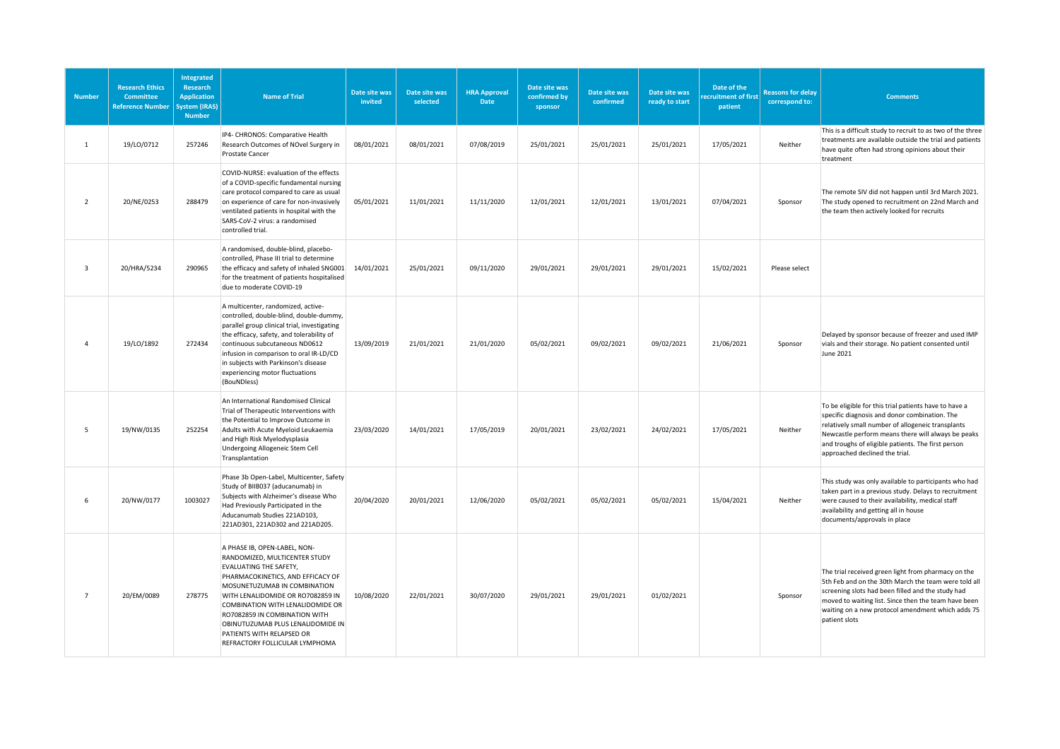| Number | Research Ethics Committee Reference Number | Integrated Research Application System (IRAS) Number | Name of Trial | Date site was invited | Date site was selected | HRA Approval Date | Date site was confirmed by sponsor | Date site was confirmed | Date site was ready to start | Date of the recruitment of first patient | Reasons for delay correspond to: | Comments |
|---|---|---|---|---|---|---|---|---|---|---|---|---|
| 1 | 19/LO/0712 | 257246 | IP4- CHRONOS: Comparative Health Research Outcomes of NOvel Surgery in Prostate Cancer | 08/01/2021 | 08/01/2021 | 07/08/2019 | 25/01/2021 | 25/01/2021 | 25/01/2021 | 17/05/2021 | Neither | This is a difficult study to recruit to as two of the three treatments are available outside the trial and patients have quite often had strong opinions about their treatment |
| 2 | 20/NE/0253 | 288479 | COVID-NURSE: evaluation of the effects of a COVID-specific fundamental nursing care protocol compared to care as usual on experience of care for non-invasively ventilated patients in hospital with the SARS-CoV-2 virus: a randomised controlled trial. | 05/01/2021 | 11/01/2021 | 11/11/2020 | 12/01/2021 | 12/01/2021 | 13/01/2021 | 07/04/2021 | Sponsor | The remote SIV did not happen until 3rd March 2021. The study opened to recruitment on 22nd March and the team then actively looked for recruits |
| 3 | 20/HRA/5234 | 290965 | A randomised, double-blind, placebo-controlled, Phase III trial to determine the efficacy and safety of inhaled SNG001 for the treatment of patients hospitalised due to moderate COVID-19 | 14/01/2021 | 25/01/2021 | 09/11/2020 | 29/01/2021 | 29/01/2021 | 29/01/2021 | 15/02/2021 | Please select | |
| 4 | 19/LO/1892 | 272434 | A multicenter, randomized, active-controlled, double-blind, double-dummy, parallel group clinical trial, investigating the efficacy, safety, and tolerability of continuous subcutaneous ND0612 infusion in comparison to oral IR-LD/CD in subjects with Parkinson's disease experiencing motor fluctuations (BouNDless) | 13/09/2019 | 21/01/2021 | 21/01/2020 | 05/02/2021 | 09/02/2021 | 09/02/2021 | 21/06/2021 | Sponsor | Delayed by sponsor because of freezer and used IMP vials and their storage. No patient consented until June 2021 |
| 5 | 19/NW/0135 | 252254 | An International Randomised Clinical Trial of Therapeutic Interventions with the Potential to Improve Outcome in Adults with Acute Myeloid Leukaemia and High Risk Myelodysplasia Undergoing Allogeneic Stem Cell Transplantation | 23/03/2020 | 14/01/2021 | 17/05/2019 | 20/01/2021 | 23/02/2021 | 24/02/2021 | 17/05/2021 | Neither | To be eligible for this trial patients have to have a specific diagnosis and donor combination. The relatively small number of allogeneic transplants Newcastle perform means there will always be peaks and troughs of eligible patients. The first person approached declined the trial. |
| 6 | 20/NW/0177 | 1003027 | Phase 3b Open-Label, Multicenter, Safety Study of BIIB037 (aducanumab) in Subjects with Alzheimer's disease Who Had Previously Participated in the Aducanumab Studies 221AD103, 221AD301, 221AD302 and 221AD205. | 20/04/2020 | 20/01/2021 | 12/06/2020 | 05/02/2021 | 05/02/2021 | 05/02/2021 | 15/04/2021 | Neither | This study was only available to participants who had taken part in a previous study. Delays to recruitment were caused to their availability, medical staff availability and getting all in house documents/approvals in place |
| 7 | 20/EM/0089 | 278775 | A PHASE IB, OPEN-LABEL, NON-RANDOMIZED, MULTICENTER STUDY EVALUATING THE SAFETY, PHARMACOKINETICS, AND EFFICACY OF MOSUNETUZUMAB IN COMBINATION WITH LENALIDOMIDE OR RO7082859 IN COMBINATION WITH LENALIDOMIDE OR RO7082859 IN COMBINATION WITH OBINUTUZUMAB PLUS LENALIDOMIDE IN PATIENTS WITH RELAPSED OR REFRACTORY FOLLICULAR LYMPHOMA | 10/08/2020 | 22/01/2021 | 30/07/2020 | 29/01/2021 | 29/01/2021 | 01/02/2021 | | Sponsor | The trial received green light from pharmacy on the 5th Feb and on the 30th March the team were told all screening slots had been filled and the study had moved to waiting list. Since then the team have been waiting on a new protocol amendment which adds 75 patient slots |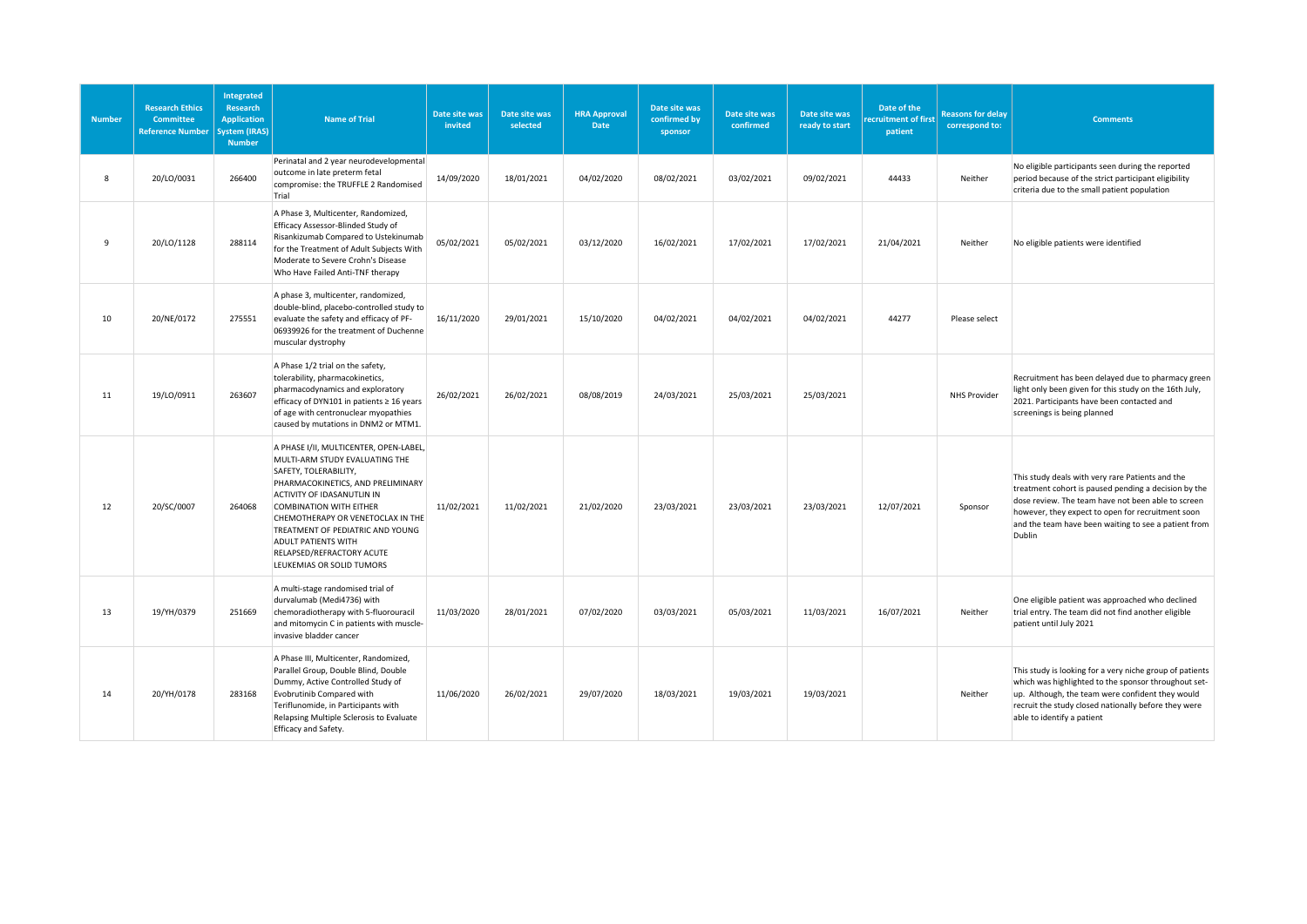| Number | Research Ethics Committee Reference Number | Integrated Research Application System (IRAS) Number | Name of Trial | Date site was invited | Date site was selected | HRA Approval Date | Date site was confirmed by sponsor | Date site was confirmed | Date site was ready to start | Date of the recruitment of first patient | Reasons for delay correspond to: | Comments |
|---|---|---|---|---|---|---|---|---|---|---|---|---|
| 8 | 20/LO/0031 | 266400 | Perinatal and 2 year neurodevelopmental outcome in late preterm fetal compromise: the TRUFFLE 2 Randomised Trial | 14/09/2020 | 18/01/2021 | 04/02/2020 | 08/02/2021 | 03/02/2021 | 09/02/2021 | 44433 | Neither | No eligible participants seen during the reported period because of the strict participant eligibility criteria due to the small patient population |
| 9 | 20/LO/1128 | 288114 | A Phase 3, Multicenter, Randomized, Efficacy Assessor-Blinded Study of Risankizumab Compared to Ustekinumab for the Treatment of Adult Subjects With Moderate to Severe Crohn's Disease Who Have Failed Anti-TNF therapy | 05/02/2021 | 05/02/2021 | 03/12/2020 | 16/02/2021 | 17/02/2021 | 17/02/2021 | 21/04/2021 | Neither | No eligible patients were identified |
| 10 | 20/NE/0172 | 275551 | A phase 3, multicenter, randomized, double-blind, placebo-controlled study to evaluate the safety and efficacy of PF-06939926 for the treatment of Duchenne muscular dystrophy | 16/11/2020 | 29/01/2021 | 15/10/2020 | 04/02/2021 | 04/02/2021 | 04/02/2021 | 44277 | Please select | |
| 11 | 19/LO/0911 | 263607 | A Phase 1/2 trial on the safety, tolerability, pharmacokinetics, pharmacodynamics and exploratory efficacy of DYN101 in patients ≥ 16 years of age with centronuclear myopathies caused by mutations in DNM2 or MTM1. | 26/02/2021 | 26/02/2021 | 08/08/2019 | 24/03/2021 | 25/03/2021 | 25/03/2021 | | NHS Provider | Recruitment has been delayed due to pharmacy green light only been given for this study on the 16th July, 2021. Participants have been contacted and screenings is being planned |
| 12 | 20/SC/0007 | 264068 | A PHASE I/II, MULTICENTER, OPEN-LABEL, MULTI-ARM STUDY EVALUATING THE SAFETY, TOLERABILITY, PHARMACOKINETICS, AND PRELIMINARY ACTIVITY OF IDASANUTLIN IN COMBINATION WITH EITHER CHEMOTHERAPY OR VENETOCLAX IN THE TREATMENT OF PEDIATRIC AND YOUNG ADULT PATIENTS WITH RELAPSED/REFRACTORY ACUTE LEUKEMIAS OR SOLID TUMORS | 11/02/2021 | 11/02/2021 | 21/02/2020 | 23/03/2021 | 23/03/2021 | 23/03/2021 | 12/07/2021 | Sponsor | This study deals with very rare Patients and the treatment cohort is paused pending a decision by the dose review. The team have not been able to screen however, they expect to open for recruitment soon and the team have been waiting to see a patient from Dublin |
| 13 | 19/YH/0379 | 251669 | A multi-stage randomised trial of durvalumab (Medi4736) with chemoradiotherapy with 5-fluorouracil and mitomycin C in patients with muscle-invasive bladder cancer | 11/03/2020 | 28/01/2021 | 07/02/2020 | 03/03/2021 | 05/03/2021 | 11/03/2021 | 16/07/2021 | Neither | One eligible patient was approached who declined trial entry. The team did not find another eligible patient until July 2021 |
| 14 | 20/YH/0178 | 283168 | A Phase III, Multicenter, Randomized, Parallel Group, Double Blind, Double Dummy, Active Controlled Study of Evobrutinib Compared with Teriflunomide, in Participants with Relapsing Multiple Sclerosis to Evaluate Efficacy and Safety. | 11/06/2020 | 26/02/2021 | 29/07/2020 | 18/03/2021 | 19/03/2021 | 19/03/2021 | | Neither | This study is looking for a very niche group of patients which was highlighted to the sponsor throughout set-up. Although, the team were confident they would recruit the study closed nationally before they were able to identify a patient |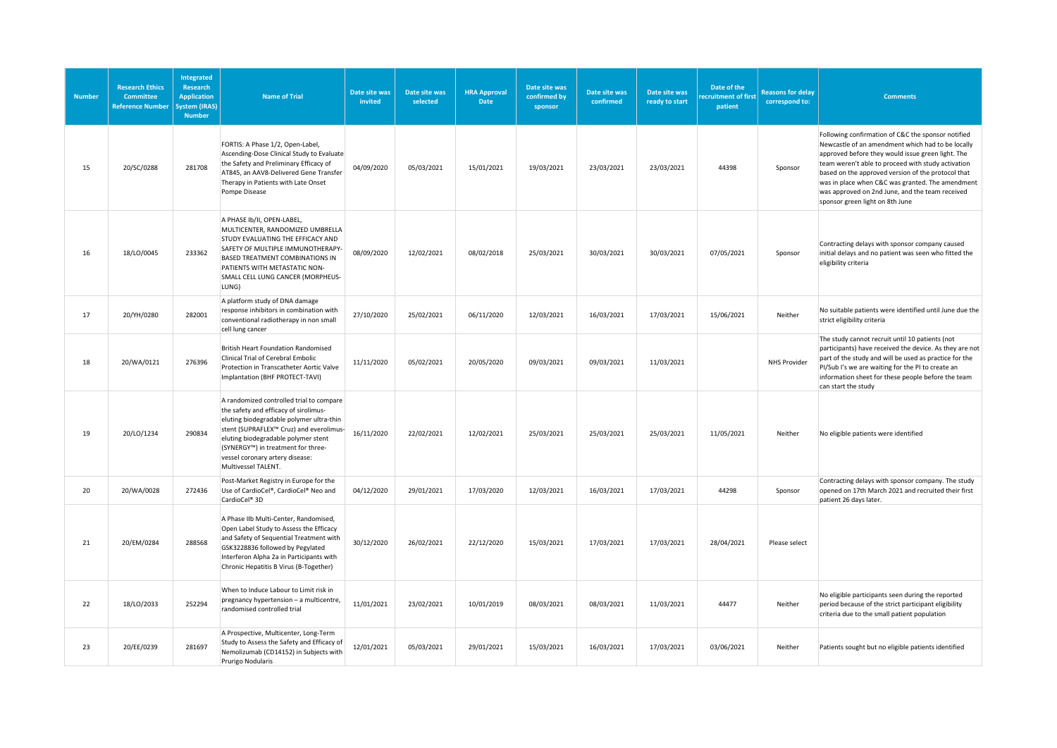| Number | Research Ethics Committee Reference Number | Integrated Research Application System (IRAS) Number | Name of Trial | Date site was invited | Date site was selected | HRA Approval Date | Date site was confirmed by sponsor | Date site was confirmed | Date site was ready to start | Date of the recruitment of first patient | Reasons for delay correspond to: | Comments |
|---|---|---|---|---|---|---|---|---|---|---|---|---|
| 15 | 20/SC/0288 | 281708 | FORTIS: A Phase 1/2, Open-Label, Ascending-Dose Clinical Study to Evaluate the Safety and Preliminary Efficacy of AT845, an AAV8-Delivered Gene Transfer Therapy in Patients with Late Onset Pompe Disease | 04/09/2020 | 05/03/2021 | 15/01/2021 | 19/03/2021 | 23/03/2021 | 23/03/2021 | 44398 | Sponsor | Following confirmation of C&C the sponsor notified Newcastle of an amendment which had to be locally approved before they would issue green light. The team weren't able to proceed with study activation based on the approved version of the protocol that was in place when C&C was granted. The amendment was approved on 2nd June, and the team received sponsor green light on 8th June |
| 16 | 18/LO/0045 | 233362 | A PHASE Ib/II, OPEN-LABEL, MULTICENTER, RANDOMIZED UMBRELLA STUDY EVALUATING THE EFFICACY AND SAFETY OF MULTIPLE IMMUNOTHERAPY-BASED TREATMENT COMBINATIONS IN PATIENTS WITH METASTATIC NON-SMALL CELL LUNG CANCER (MORPHEUS-LUNG) | 08/09/2020 | 12/02/2021 | 08/02/2018 | 25/03/2021 | 30/03/2021 | 30/03/2021 | 07/05/2021 | Sponsor | Contracting delays with sponsor company caused initial delays and no patient was seen who fitted the eligibility criteria |
| 17 | 20/YH/0280 | 282001 | A platform study of DNA damage response inhibitors in combination with conventional radiotherapy in non small cell lung cancer | 27/10/2020 | 25/02/2021 | 06/11/2020 | 12/03/2021 | 16/03/2021 | 17/03/2021 | 15/06/2021 | Neither | No suitable patients were identified until June due the strict eligibility criteria |
| 18 | 20/WA/0121 | 276396 | British Heart Foundation Randomised Clinical Trial of Cerebral Embolic Protection in Transcatheter Aortic Valve Implantation (BHF PROTECT-TAVI) | 11/11/2020 | 05/02/2021 | 20/05/2020 | 09/03/2021 | 09/03/2021 | 11/03/2021 | | NHS Provider | The study cannot recruit until 10 patients (not participants) have received the device. As they are not part of the study and will be used as practice for the PI/Sub I's we are waiting for the PI to create an information sheet for these people before the team can start the study |
| 19 | 20/LO/1234 | 290834 | A randomized controlled trial to compare the safety and efficacy of sirolimus-eluting biodegradable polymer ultra-thin stent (SUPRAFLEX™ Cruz) and everolimus-eluting biodegradable polymer stent (SYNERGY™) in treatment for three-vessel coronary artery disease: Multivessel TALENT. | 16/11/2020 | 22/02/2021 | 12/02/2021 | 25/03/2021 | 25/03/2021 | 25/03/2021 | 11/05/2021 | Neither | No eligible patients were identified |
| 20 | 20/WA/0028 | 272436 | Post-Market Registry in Europe for the Use of CardioCel®, CardioCel® Neo and CardioCel® 3D | 04/12/2020 | 29/01/2021 | 17/03/2020 | 12/03/2021 | 16/03/2021 | 17/03/2021 | 44298 | Sponsor | Contracting delays with sponsor company. The study opened on 17th March 2021 and recruited their first patient 26 days later. |
| 21 | 20/EM/0284 | 288568 | A Phase IIb Multi-Center, Randomised, Open Label Study to Assess the Efficacy and Safety of Sequential Treatment with GSK3228836 followed by Pegylated Interferon Alpha 2a in Participants with Chronic Hepatitis B Virus (B-Together) | 30/12/2020 | 26/02/2021 | 22/12/2020 | 15/03/2021 | 17/03/2021 | 17/03/2021 | 28/04/2021 | Please select | |
| 22 | 18/LO/2033 | 252294 | When to Induce Labour to Limit risk in pregnancy hypertension – a multicentre, randomised controlled trial | 11/01/2021 | 23/02/2021 | 10/01/2019 | 08/03/2021 | 08/03/2021 | 11/03/2021 | 44477 | Neither | No eligible participants seen during the reported period because of the strict participant eligibility criteria due to the small patient population |
| 23 | 20/EE/0239 | 281697 | A Prospective, Multicenter, Long-Term Study to Assess the Safety and Efficacy of Nemolizumab (CD14152) in Subjects with Prurigo Nodularis | 12/01/2021 | 05/03/2021 | 29/01/2021 | 15/03/2021 | 16/03/2021 | 17/03/2021 | 03/06/2021 | Neither | Patients sought but no eligible patients identified |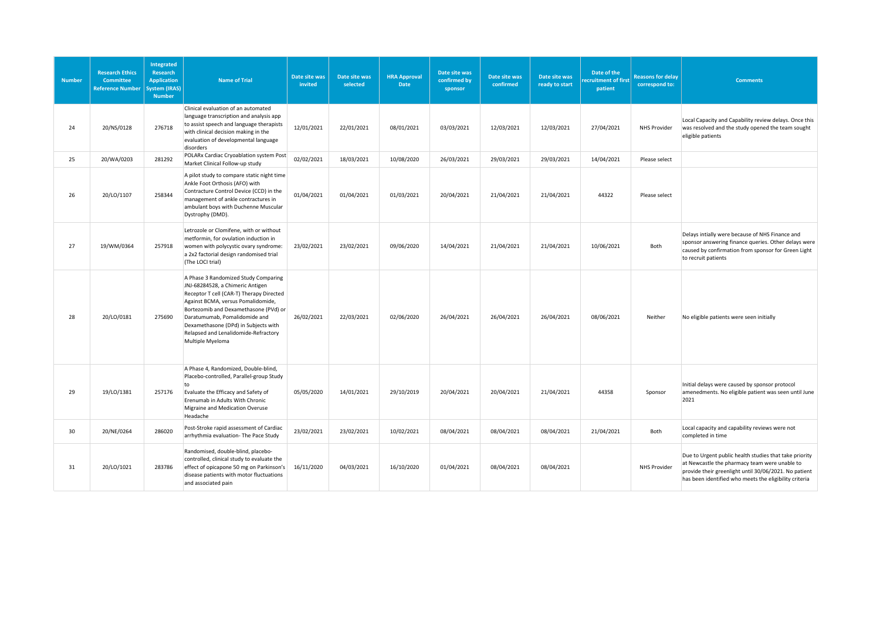| Number | Research Ethics Committee Reference Number | Integrated Research Application System (IRAS) Number | Name of Trial | Date site was invited | Date site was selected | HRA Approval Date | Date site was confirmed by sponsor | Date site was confirmed | Date site was ready to start | Date of the recruitment of first patient | Reasons for delay correspond to: | Comments |
|---|---|---|---|---|---|---|---|---|---|---|---|---|
| 24 | 20/NS/0128 | 276718 | Clinical evaluation of an automated language transcription and analysis app to assist speech and language therapists with clinical decision making in the evaluation of developmental language disorders | 12/01/2021 | 22/01/2021 | 08/01/2021 | 03/03/2021 | 12/03/2021 | 12/03/2021 | 27/04/2021 | NHS Provider | Local Capacity and Capability review delays. Once this was resolved and the study opened the team sought eligible patients |
| 25 | 20/WA/0203 | 281292 | POLARx Cardiac Cryoablation system Post Market Clinical Follow-up study | 02/02/2021 | 18/03/2021 | 10/08/2020 | 26/03/2021 | 29/03/2021 | 29/03/2021 | 14/04/2021 | Please select | |
| 26 | 20/LO/1107 | 258344 | A pilot study to compare static night time Ankle Foot Orthosis (AFO) with Contracture Control Device (CCD) in the management of ankle contractures in ambulant boys with Duchenne Muscular Dystrophy (DMD). | 01/04/2021 | 01/04/2021 | 01/03/2021 | 20/04/2021 | 21/04/2021 | 21/04/2021 | 44322 | Please select | |
| 27 | 19/WM/0364 | 257918 | Letrozole or Clomifene, with or without metformin, for ovulation induction in women with polycystic ovary syndrome: a 2x2 factorial design randomised trial (The LOCI trial) | 23/02/2021 | 23/02/2021 | 09/06/2020 | 14/04/2021 | 21/04/2021 | 21/04/2021 | 10/06/2021 | Both | Delays intially were because of NHS Finance and sponsor answering finance queries. Other delays were caused by confirmation from sponsor for Green Light to recruit patients |
| 28 | 20/LO/0181 | 275690 | A Phase 3 Randomized Study Comparing JNJ-68284528, a Chimeric Antigen Receptor T cell (CAR-T) Therapy Directed Against BCMA, versus Pomalidomide, Bortezomib and Dexamethasone (PVd) or Daratumumab, Pomalidomide and Dexamethasone (DPd) in Subjects with Relapsed and Lenalidomide-Refractory Multiple Myeloma | 26/02/2021 | 22/03/2021 | 02/06/2020 | 26/04/2021 | 26/04/2021 | 26/04/2021 | 08/06/2021 | Neither | No eligible patients were seen initially |
| 29 | 19/LO/1381 | 257176 | A Phase 4, Randomized, Double-blind, Placebo-controlled, Parallel-group Study to Evaluate the Efficacy and Safety of Erenumab in Adults With Chronic Migraine and Medication Overuse Headache | 05/05/2020 | 14/01/2021 | 29/10/2019 | 20/04/2021 | 20/04/2021 | 21/04/2021 | 44358 | Sponsor | Initial delays were caused by sponsor protocol amenedments. No eligible patient was seen until June 2021 |
| 30 | 20/NE/0264 | 286020 | Post-Stroke rapid assessment of Cardiac arrhythmia evaluation- The Pace Study | 23/02/2021 | 23/02/2021 | 10/02/2021 | 08/04/2021 | 08/04/2021 | 08/04/2021 | 21/04/2021 | Both | Local capacity and capability reviews were not completed in time |
| 31 | 20/LO/1021 | 283786 | Randomised, double-blind, placebo-controlled, clinical study to evaluate the effect of opicapone 50 mg on Parkinson's disease patients with motor fluctuations and associated pain | 16/11/2020 | 04/03/2021 | 16/10/2020 | 01/04/2021 | 08/04/2021 | 08/04/2021 | | NHS Provider | Due to Urgent public health studies that take priority at Newcastle the pharmacy team were unable to provide their greenlight until 30/06/2021. No patient has been identified who meets the eligibility criteria |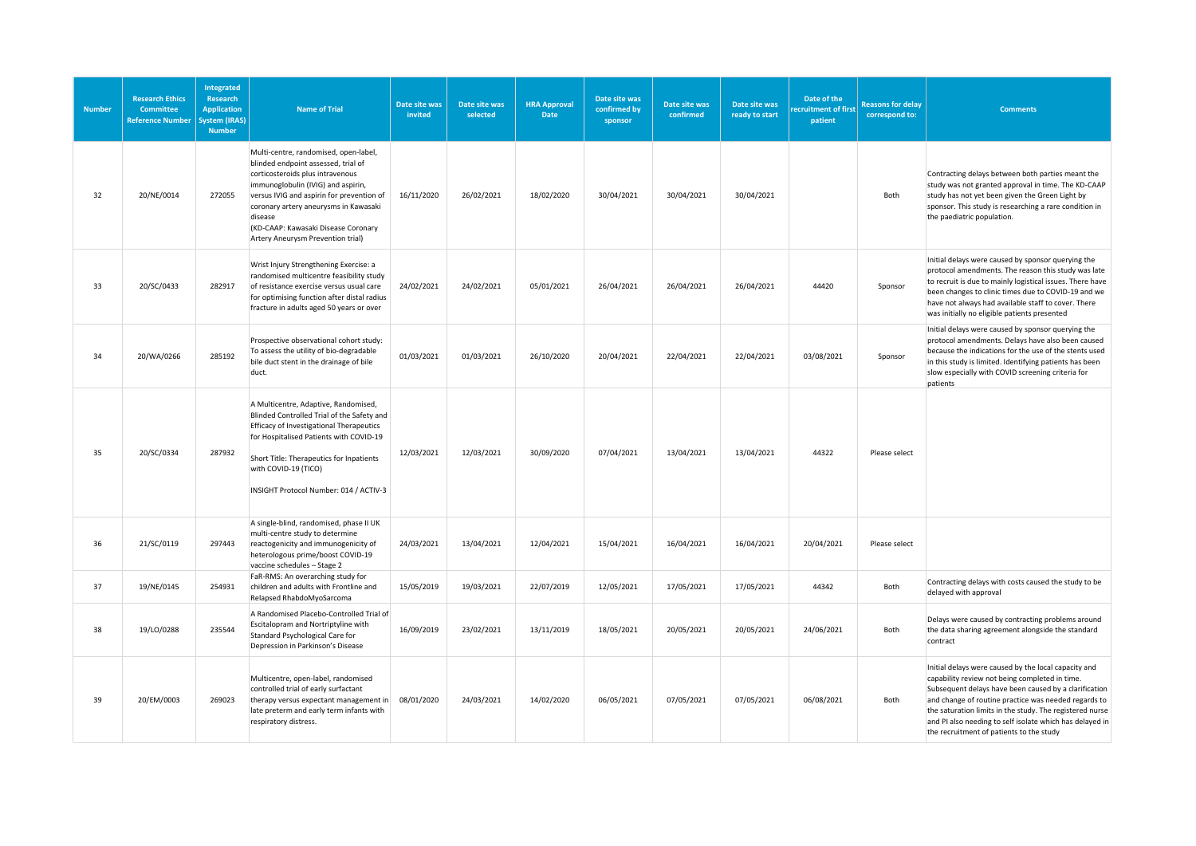| Number | Research Ethics Committee Reference Number | Integrated Research Application System (IRAS) Number | Name of Trial | Date site was invited | Date site was selected | HRA Approval Date | Date site was confirmed by sponsor | Date site was confirmed | Date site was ready to start | Date of the recruitment of first patient | Reasons for delay correspond to: | Comments |
|---|---|---|---|---|---|---|---|---|---|---|---|---|
| 32 | 20/NE/0014 | 272055 | Multi-centre, randomised, open-label, blinded endpoint assessed, trial of corticosteroids plus intravenous immunoglobulin (IVIG) and aspirin, versus IVIG and aspirin for prevention of coronary artery aneurysms in Kawasaki disease (KD-CAAP: Kawasaki Disease Coronary Artery Aneurysm Prevention trial) | 16/11/2020 | 26/02/2021 | 18/02/2020 | 30/04/2021 | 30/04/2021 | 30/04/2021 | | Both | Contracting delays between both parties meant the study was not granted approval in time. The KD-CAAP study has not yet been given the Green Light by sponsor. This study is researching a rare condition in the paediatric population. |
| 33 | 20/SC/0433 | 282917 | Wrist Injury Strengthening Exercise: a randomised multicentre feasibility study of resistance exercise versus usual care for optimising function after distal radius fracture in adults aged 50 years or over | 24/02/2021 | 24/02/2021 | 05/01/2021 | 26/04/2021 | 26/04/2021 | 26/04/2021 | 44420 | Sponsor | Initial delays were caused by sponsor querying the protocol amendments. The reason this study was late to recruit is due to mainly logistical issues. There have been changes to clinic times due to COVID-19 and we have not always had available staff to cover. There was initially no eligible patients presented |
| 34 | 20/WA/0266 | 285192 | Prospective observational cohort study: To assess the utility of bio-degradable bile duct stent in the drainage of bile duct. | 01/03/2021 | 01/03/2021 | 26/10/2020 | 20/04/2021 | 22/04/2021 | 22/04/2021 | 03/08/2021 | Sponsor | Initial delays were caused by sponsor querying the protocol amendments. Delays have also been caused because the indications for the use of the stents used in this study is limited. Identifying patients has been slow especially with COVID screening criteria for patients |
| 35 | 20/SC/0334 | 287932 | A Multicentre, Adaptive, Randomised, Blinded Controlled Trial of the Safety and Efficacy of Investigational Therapeutics for Hospitalised Patients with COVID-19<br><br>Short Title: Therapeutics for Inpatients with COVID-19 (TICO)<br><br>INSIGHT Protocol Number: 014 / ACTIV-3 | 12/03/2021 | 12/03/2021 | 30/09/2020 | 07/04/2021 | 13/04/2021 | 13/04/2021 | 44322 | Please select | |
| 36 | 21/SC/0119 | 297443 | A single-blind, randomised, phase II UK multi-centre study to determine reactogenicity and immunogenicity of heterologous prime/boost COVID-19 vaccine schedules – Stage 2 | 24/03/2021 | 13/04/2021 | 12/04/2021 | 15/04/2021 | 16/04/2021 | 16/04/2021 | 20/04/2021 | Please select | |
| 37 | 19/NE/0145 | 254931 | FaR-RMS: An overarching study for children and adults with Frontline and Relapsed RhabdoMyoSarcoma | 15/05/2019 | 19/03/2021 | 22/07/2019 | 12/05/2021 | 17/05/2021 | 17/05/2021 | 44342 | Both | Contracting delays with costs caused the study to be delayed with approval |
| 38 | 19/LO/0288 | 235544 | A Randomised Placebo-Controlled Trial of Escitalopram and Nortriptyline with Standard Psychological Care for Depression in Parkinson's Disease | 16/09/2019 | 23/02/2021 | 13/11/2019 | 18/05/2021 | 20/05/2021 | 20/05/2021 | 24/06/2021 | Both | Delays were caused by contracting problems around the data sharing agreement alongside the standard contract |
| 39 | 20/EM/0003 | 269023 | Multicentre, open-label, randomised controlled trial of early surfactant therapy versus expectant management in late preterm and early term infants with respiratory distress. | 08/01/2020 | 24/03/2021 | 14/02/2020 | 06/05/2021 | 07/05/2021 | 07/05/2021 | 06/08/2021 | Both | Initial delays were caused by the local capacity and capability review not being completed in time. Subsequent delays have been caused by a clarification and change of routine practice was needed regards to the saturation limits in the study. The registered nurse and PI also needing to self isolate which has delayed in the recruitment of patients to the study |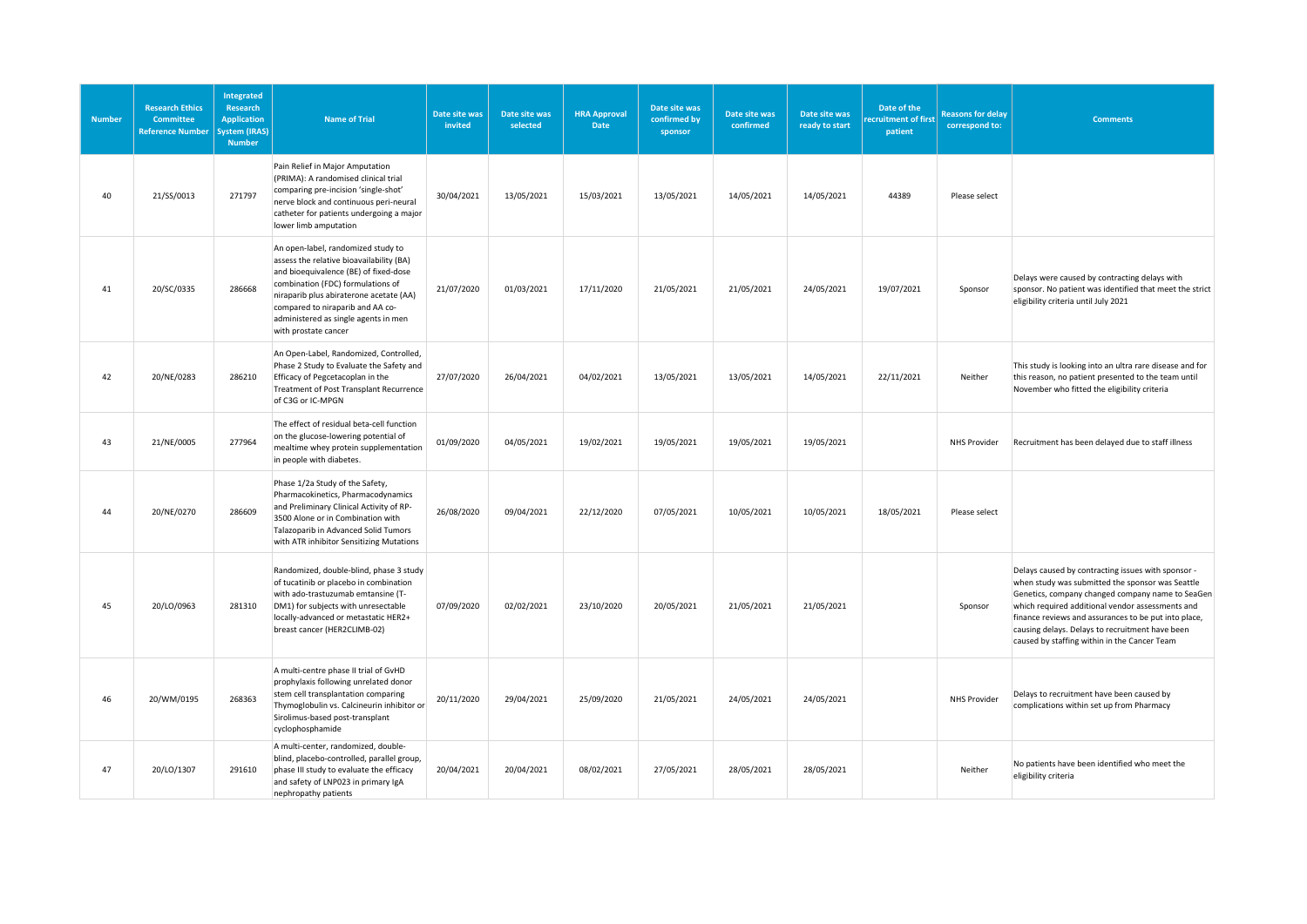| Number | Research Ethics Committee Reference Number | Integrated Research Application System (IRAS) Number | Name of Trial | Date site was invited | Date site was selected | HRA Approval Date | Date site was confirmed by sponsor | Date site was confirmed | Date site was ready to start | Date of the recruitment of first patient | Reasons for delay correspond to: | Comments |
|---|---|---|---|---|---|---|---|---|---|---|---|---|
| 40 | 21/SS/0013 | 271797 | Pain Relief in Major Amputation (PRIMA): A randomised clinical trial comparing pre-incision 'single-shot' nerve block and continuous peri-neural catheter for patients undergoing a major lower limb amputation | 30/04/2021 | 13/05/2021 | 15/03/2021 | 13/05/2021 | 14/05/2021 | 14/05/2021 | 44389 | Please select | |
| 41 | 20/SC/0335 | 286668 | An open-label, randomized study to assess the relative bioavailability (BA) and bioequivalence (BE) of fixed-dose combination (FDC) formulations of niraparib plus abiraterone acetate (AA) compared to niraparib and AA co-administered as single agents in men with prostate cancer | 21/07/2020 | 01/03/2021 | 17/11/2020 | 21/05/2021 | 21/05/2021 | 24/05/2021 | 19/07/2021 | Sponsor | Delays were caused by contracting delays with sponsor. No patient was identified that meet the strict eligibility criteria until July 2021 |
| 42 | 20/NE/0283 | 286210 | An Open-Label, Randomized, Controlled, Phase 2 Study to Evaluate the Safety and Efficacy of Pegcetacoplan in the Treatment of Post Transplant Recurrence of C3G or IC-MPGN | 27/07/2020 | 26/04/2021 | 04/02/2021 | 13/05/2021 | 13/05/2021 | 14/05/2021 | 22/11/2021 | Neither | This study is looking into an ultra rare disease and for this reason, no patient presented to the team until November who fitted the eligibility criteria |
| 43 | 21/NE/0005 | 277964 | The effect of residual beta-cell function on the glucose-lowering potential of mealtime whey protein supplementation in people with diabetes. | 01/09/2020 | 04/05/2021 | 19/02/2021 | 19/05/2021 | 19/05/2021 | 19/05/2021 | | NHS Provider | Recruitment has been delayed due to staff illness |
| 44 | 20/NE/0270 | 286609 | Phase 1/2a Study of the Safety, Pharmacokinetics, Pharmacodynamics and Preliminary Clinical Activity of RP-3500 Alone or in Combination with Talazoparib in Advanced Solid Tumors with ATR inhibitor Sensitizing Mutations | 26/08/2020 | 09/04/2021 | 22/12/2020 | 07/05/2021 | 10/05/2021 | 10/05/2021 | 18/05/2021 | Please select | |
| 45 | 20/LO/0963 | 281310 | Randomized, double-blind, phase 3 study of tucatinib or placebo in combination with ado-trastuzumab emtansine (T-DM1) for subjects with unresectable locally-advanced or metastatic HER2+ breast cancer (HER2CLIMB-02) | 07/09/2020 | 02/02/2021 | 23/10/2020 | 20/05/2021 | 21/05/2021 | 21/05/2021 | | Sponsor | Delays caused by contracting issues with sponsor - when study was submitted the sponsor was Seattle Genetics, company changed company name to SeaGen which required additional vendor assessments and finance reviews and assurances to be put into place, causing delays. Delays to recruitment have been caused by staffing within in the Cancer Team |
| 46 | 20/WM/0195 | 268363 | A multi-centre phase II trial of GvHD prophylaxis following unrelated donor stem cell transplantation comparing Thymoglobulin vs. Calcineurin inhibitor or Sirolimus-based post-transplant cyclophosphamide | 20/11/2020 | 29/04/2021 | 25/09/2020 | 21/05/2021 | 24/05/2021 | 24/05/2021 | | NHS Provider | Delays to recruitment have been caused by complications within set up from Pharmacy |
| 47 | 20/LO/1307 | 291610 | A multi-center, randomized, double-blind, placebo-controlled, parallel group, phase III study to evaluate the efficacy and safety of LNP023 in primary IgA nephropathy patients | 20/04/2021 | 20/04/2021 | 08/02/2021 | 27/05/2021 | 28/05/2021 | 28/05/2021 | | Neither | No patients have been identified who meet the eligibility criteria |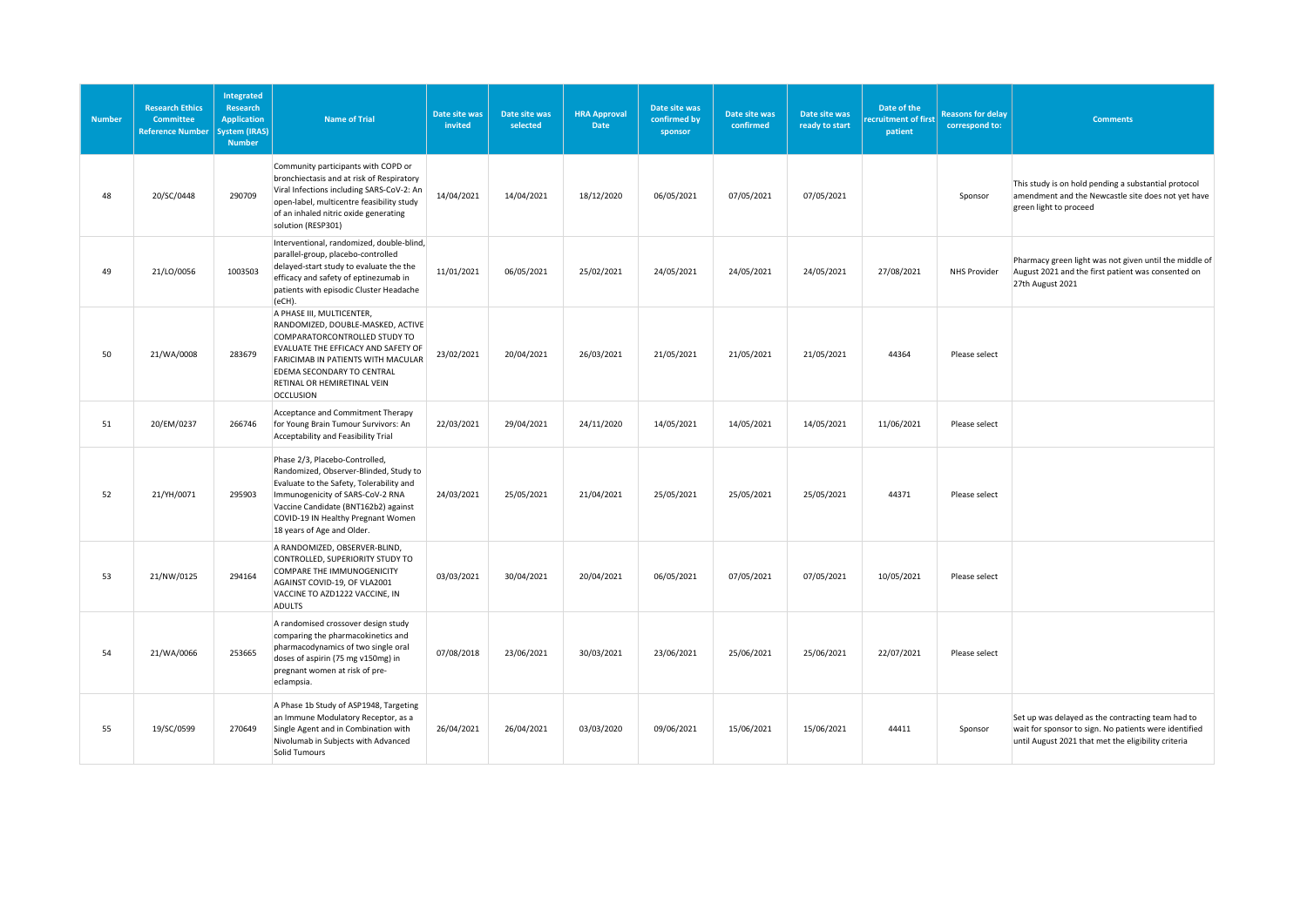| Number | Research Ethics Committee Reference Number | Integrated Research Application System (IRAS) Number | Name of Trial | Date site was invited | Date site was selected | HRA Approval Date | Date site was confirmed by sponsor | Date site was confirmed | Date site was ready to start | Date of the recruitment of first patient | Reasons for delay correspond to: | Comments |
|---|---|---|---|---|---|---|---|---|---|---|---|---|
| 48 | 20/SC/0448 | 290709 | Community participants with COPD or bronchiectasis and at risk of Respiratory Viral Infections including SARS-CoV-2: An open-label, multicentre feasibility study of an inhaled nitric oxide generating solution (RESP301) | 14/04/2021 | 14/04/2021 | 18/12/2020 | 06/05/2021 | 07/05/2021 | 07/05/2021 | | Sponsor | This study is on hold pending a substantial protocol amendment and the Newcastle site does not yet have green light to proceed |
| 49 | 21/LO/0056 | 1003503 | Interventional, randomized, double-blind, parallel-group, placebo-controlled delayed-start study to evaluate the the efficacy and safety of eptinezumab in patients with episodic Cluster Headache (eCH). | 11/01/2021 | 06/05/2021 | 25/02/2021 | 24/05/2021 | 24/05/2021 | 24/05/2021 | 27/08/2021 | NHS Provider | Pharmacy green light was not given until the middle of August 2021 and the first patient was consented on 27th August 2021 |
| 50 | 21/WA/0008 | 283679 | A PHASE III, MULTICENTER, RANDOMIZED, DOUBLE-MASKED, ACTIVE COMPARATORCONTROLLED STUDY TO EVALUATE THE EFFICACY AND SAFETY OF FARICIMAB IN PATIENTS WITH MACULAR EDEMA SECONDARY TO CENTRAL RETINAL OR HEMIRETINAL VEIN OCCLUSION | 23/02/2021 | 20/04/2021 | 26/03/2021 | 21/05/2021 | 21/05/2021 | 21/05/2021 | 44364 | Please select | |
| 51 | 20/EM/0237 | 266746 | Acceptance and Commitment Therapy for Young Brain Tumour Survivors: An Acceptability and Feasibility Trial | 22/03/2021 | 29/04/2021 | 24/11/2020 | 14/05/2021 | 14/05/2021 | 14/05/2021 | 11/06/2021 | Please select | |
| 52 | 21/YH/0071 | 295903 | Phase 2/3, Placebo-Controlled, Randomized, Observer-Blinded, Study to Evaluate to the Safety, Tolerability and Immunogenicity of SARS-CoV-2 RNA Vaccine Candidate (BNT162b2) against COVID-19 IN Healthy Pregnant Women 18 years of Age and Older. | 24/03/2021 | 25/05/2021 | 21/04/2021 | 25/05/2021 | 25/05/2021 | 25/05/2021 | 44371 | Please select | |
| 53 | 21/NW/0125 | 294164 | A RANDOMIZED, OBSERVER-BLIND, CONTROLLED, SUPERIORITY STUDY TO COMPARE THE IMMUNOGENICITY AGAINST COVID-19, OF VLA2001 VACCINE TO AZD1222 VACCINE, IN ADULTS | 03/03/2021 | 30/04/2021 | 20/04/2021 | 06/05/2021 | 07/05/2021 | 07/05/2021 | 10/05/2021 | Please select | |
| 54 | 21/WA/0066 | 253665 | A randomised crossover design study comparing the pharmacokinetics and pharmacodynamics of two single oral doses of aspirin (75 mg v150mg) in pregnant women at risk of pre-eclampsia. | 07/08/2018 | 23/06/2021 | 30/03/2021 | 23/06/2021 | 25/06/2021 | 25/06/2021 | 22/07/2021 | Please select | |
| 55 | 19/SC/0599 | 270649 | A Phase 1b Study of ASP1948, Targeting an Immune Modulatory Receptor, as a Single Agent and in Combination with Nivolumab in Subjects with Advanced Solid Tumours | 26/04/2021 | 26/04/2021 | 03/03/2020 | 09/06/2021 | 15/06/2021 | 15/06/2021 | 44411 | Sponsor | Set up was delayed as the contracting team had to wait for sponsor to sign. No patients were identified until August 2021 that met the eligibility criteria |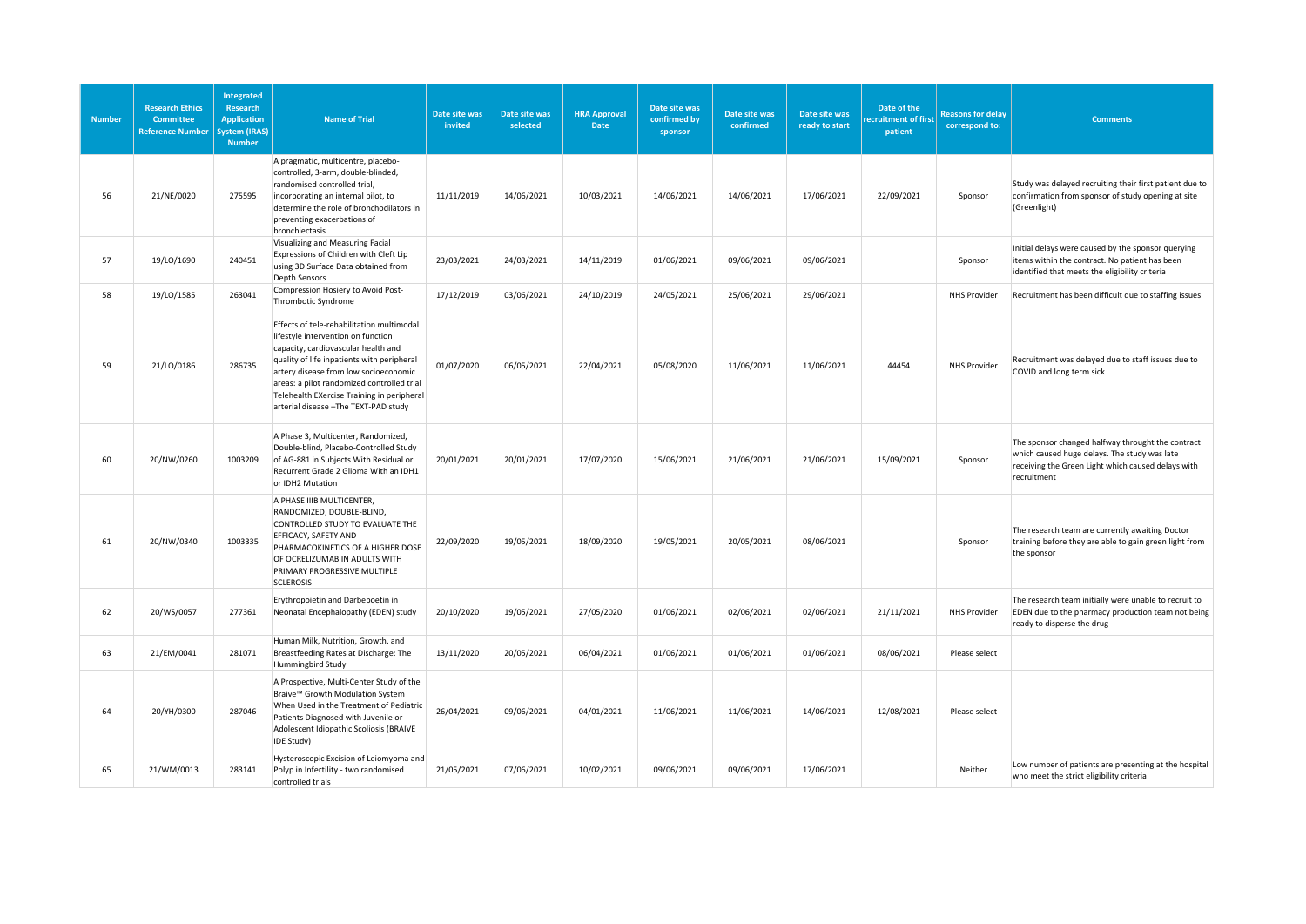| Number | Research Ethics Committee Reference Number | Integrated Research Application System (IRAS) Number | Name of Trial | Date site was invited | Date site was selected | HRA Approval Date | Date site was confirmed by sponsor | Date site was confirmed | Date site was ready to start | Date of the recruitment of first patient | Reasons for delay correspond to: | Comments |
|---|---|---|---|---|---|---|---|---|---|---|---|---|
| 56 | 21/NE/0020 | 275595 | A pragmatic, multicentre, placebo-controlled, 3-arm, double-blinded, randomised controlled trial, incorporating an internal pilot, to determine the role of bronchodilators in preventing exacerbations of bronchiectasis | 11/11/2019 | 14/06/2021 | 10/03/2021 | 14/06/2021 | 14/06/2021 | 17/06/2021 | 22/09/2021 | Sponsor | Study was delayed recruiting their first patient due to confirmation from sponsor of study opening at site (Greenlight) |
| 57 | 19/LO/1690 | 240451 | Visualizing and Measuring Facial Expressions of Children with Cleft Lip using 3D Surface Data obtained from Depth Sensors | 23/03/2021 | 24/03/2021 | 14/11/2019 | 01/06/2021 | 09/06/2021 | 09/06/2021 | | Sponsor | Initial delays were caused by the sponsor querying items within the contract. No patient has been identified that meets the eligibility criteria |
| 58 | 19/LO/1585 | 263041 | Compression Hosiery to Avoid Post-Thrombotic Syndrome | 17/12/2019 | 03/06/2021 | 24/10/2019 | 24/05/2021 | 25/06/2021 | 29/06/2021 | | NHS Provider | Recruitment has been difficult due to staffing issues |
| 59 | 21/LO/0186 | 286735 | Effects of tele-rehabilitation multimodal lifestyle intervention on function capacity, cardiovascular health and quality of life inpatients with peripheral artery disease from low socioeconomic areas: a pilot randomized controlled trial Telehealth EXercise Training in peripheral arterial disease –The TEXT-PAD study | 01/07/2020 | 06/05/2021 | 22/04/2021 | 05/08/2020 | 11/06/2021 | 11/06/2021 | 44454 | NHS Provider | Recruitment was delayed due to staff issues due to COVID and long term sick |
| 60 | 20/NW/0260 | 1003209 | A Phase 3, Multicenter, Randomized, Double-blind, Placebo-Controlled Study of AG-881 in Subjects With Residual or Recurrent Grade 2 Glioma With an IDH1 or IDH2 Mutation | 20/01/2021 | 20/01/2021 | 17/07/2020 | 15/06/2021 | 21/06/2021 | 21/06/2021 | 15/09/2021 | Sponsor | The sponsor changed halfway throught the contract which caused huge delays. The study was late receiving the Green Light which caused delays with recruitment |
| 61 | 20/NW/0340 | 1003335 | A PHASE IIIB MULTICENTER, RANDOMIZED, DOUBLE-BLIND, CONTROLLED STUDY TO EVALUATE THE EFFICACY, SAFETY AND PHARMACOKINETICS OF A HIGHER DOSE OF OCRELIZUMAB IN ADULTS WITH PRIMARY PROGRESSIVE MULTIPLE SCLEROSIS | 22/09/2020 | 19/05/2021 | 18/09/2020 | 19/05/2021 | 20/05/2021 | 08/06/2021 | | Sponsor | The research team are currently awaiting Doctor training before they are able to gain green light from the sponsor |
| 62 | 20/WS/0057 | 277361 | Erythropoietin and Darbepoetin in Neonatal Encephalopathy (EDEN) study | 20/10/2020 | 19/05/2021 | 27/05/2020 | 01/06/2021 | 02/06/2021 | 02/06/2021 | 21/11/2021 | NHS Provider | The research team initially were unable to recruit to EDEN due to the pharmacy production team not being ready to disperse the drug |
| 63 | 21/EM/0041 | 281071 | Human Milk, Nutrition, Growth, and Breastfeeding Rates at Discharge: The Hummingbird Study | 13/11/2020 | 20/05/2021 | 06/04/2021 | 01/06/2021 | 01/06/2021 | 01/06/2021 | 08/06/2021 | Please select | |
| 64 | 20/YH/0300 | 287046 | A Prospective, Multi-Center Study of the Braive™ Growth Modulation System When Used in the Treatment of Pediatric Patients Diagnosed with Juvenile or Adolescent Idiopathic Scoliosis (BRAIVE IDE Study) | 26/04/2021 | 09/06/2021 | 04/01/2021 | 11/06/2021 | 11/06/2021 | 14/06/2021 | 12/08/2021 | Please select | |
| 65 | 21/WM/0013 | 283141 | Hysteroscopic Excision of Leiomyoma and Polyp in Infertility - two randomised controlled trials | 21/05/2021 | 07/06/2021 | 10/02/2021 | 09/06/2021 | 09/06/2021 | 17/06/2021 | | Neither | Low number of patients are presenting at the hospital who meet the strict eligibility criteria |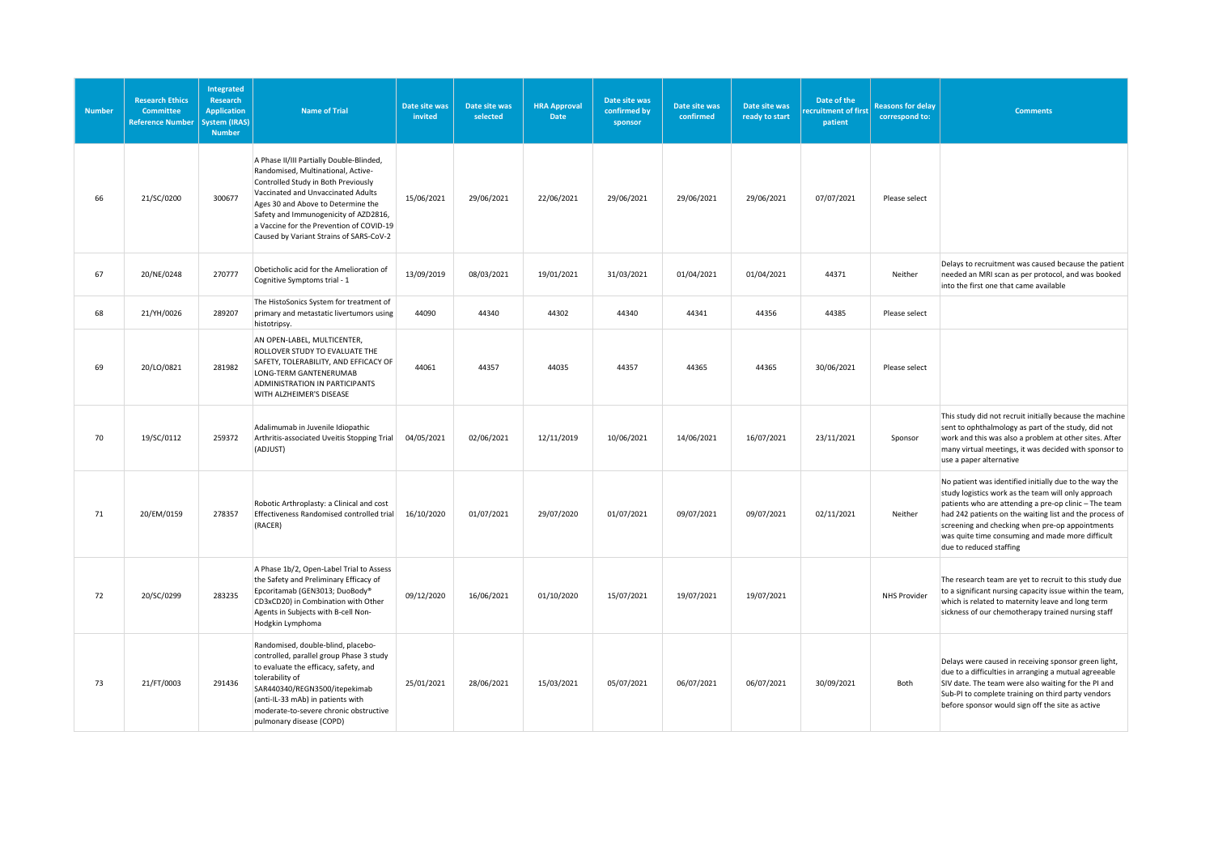| Number | Research Ethics Committee Reference Number | Integrated Research Application System (IRAS) Number | Name of Trial | Date site was invited | Date site was selected | HRA Approval Date | Date site was confirmed by sponsor | Date site was confirmed | Date site was ready to start | Date of the recruitment of first patient | Reasons for delay correspond to: | Comments |
|---|---|---|---|---|---|---|---|---|---|---|---|---|
| 66 | 21/SC/0200 | 300677 | A Phase II/III Partially Double-Blinded, Randomised, Multinational, Active-Controlled Study in Both Previously Vaccinated and Unvaccinated Adults Ages 30 and Above to Determine the Safety and Immunogenicity of AZD2816, a Vaccine for the Prevention of COVID-19 Caused by Variant Strains of SARS-CoV-2 | 15/06/2021 | 29/06/2021 | 22/06/2021 | 29/06/2021 | 29/06/2021 | 29/06/2021 | 07/07/2021 | Please select | |
| 67 | 20/NE/0248 | 270777 | Obeticholic acid for the Amelioration of Cognitive Symptoms trial - 1 | 13/09/2019 | 08/03/2021 | 19/01/2021 | 31/03/2021 | 01/04/2021 | 01/04/2021 | 44371 | Neither | Delays to recruitment was caused because the patient needed an MRI scan as per protocol, and was booked into the first one that came available |
| 68 | 21/YH/0026 | 289207 | The HistoSonics System for treatment of primary and metastatic livertumors using histotripsy. | 44090 | 44340 | 44302 | 44340 | 44341 | 44356 | 44385 | Please select | |
| 69 | 20/LO/0821 | 281982 | AN OPEN-LABEL, MULTICENTER, ROLLOVER STUDY TO EVALUATE THE SAFETY, TOLERABILITY, AND EFFICACY OF LONG-TERM GANTENERUMAB ADMINISTRATION IN PARTICIPANTS WITH ALZHEIMER'S DISEASE | 44061 | 44357 | 44035 | 44357 | 44365 | 44365 | 30/06/2021 | Please select | |
| 70 | 19/SC/0112 | 259372 | Adalimumab in Juvenile Idiopathic Arthritis-associated Uveitis Stopping Trial (ADJUST) | 04/05/2021 | 02/06/2021 | 12/11/2019 | 10/06/2021 | 14/06/2021 | 16/07/2021 | 23/11/2021 | Sponsor | This study did not recruit initially because the machine sent to ophthalmology as part of the study, did not work and this was also a problem at other sites. After many virtual meetings, it was decided with sponsor to use a paper alternative |
| 71 | 20/EM/0159 | 278357 | Robotic Arthroplasty: a Clinical and cost Effectiveness Randomised controlled trial (RACER) | 16/10/2020 | 01/07/2021 | 29/07/2020 | 01/07/2021 | 09/07/2021 | 09/07/2021 | 02/11/2021 | Neither | No patient was identified initially due to the way the study logistics work as the team will only approach patients who are attending a pre-op clinic – The team had 242 patients on the waiting list and the process of screening and checking when pre-op appointments was quite time consuming and made more difficult due to reduced staffing |
| 72 | 20/SC/0299 | 283235 | A Phase 1b/2, Open-Label Trial to Assess the Safety and Preliminary Efficacy of Epcoritamab (GEN3013; DuoBody® CD3xCD20) in Combination with Other Agents in Subjects with B-cell Non-Hodgkin Lymphoma | 09/12/2020 | 16/06/2021 | 01/10/2020 | 15/07/2021 | 19/07/2021 | 19/07/2021 | | NHS Provider | The research team are yet to recruit to this study due to a significant nursing capacity issue within the team, which is related to maternity leave and long term sickness of our chemotherapy trained nursing staff |
| 73 | 21/FT/0003 | 291436 | Randomised, double-blind, placebo-controlled, parallel group Phase 3 study to evaluate the efficacy, safety, and tolerability of SAR440340/REGN3500/itepekimab (anti-IL-33 mAb) in patients with moderate-to-severe chronic obstructive pulmonary disease (COPD) | 25/01/2021 | 28/06/2021 | 15/03/2021 | 05/07/2021 | 06/07/2021 | 06/07/2021 | 30/09/2021 | Both | Delays were caused in receiving sponsor green light, due to a difficulties in arranging a mutual agreeable SIV date. The team were also waiting for the PI and Sub-PI to complete training on third party vendors before sponsor would sign off the site as active |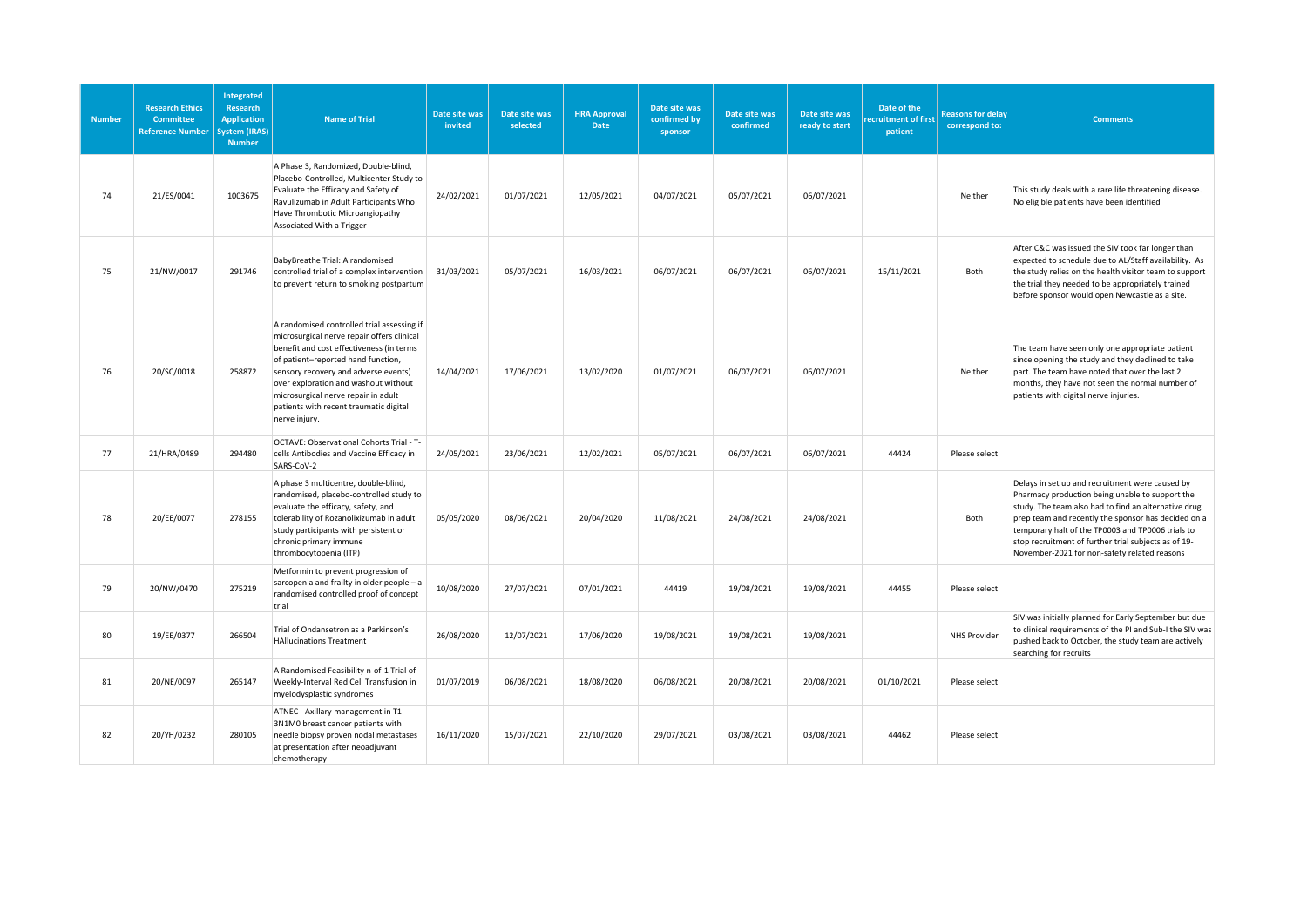| Number | Research Ethics Committee Reference Number | Integrated Research Application System (IRAS) Number | Name of Trial | Date site was invited | Date site was selected | HRA Approval Date | Date site was confirmed by sponsor | Date site was confirmed | Date site was ready to start | Date of the recruitment of first patient | Reasons for delay correspond to: | Comments |
|---|---|---|---|---|---|---|---|---|---|---|---|---|
| 74 | 21/ES/0041 | 1003675 | A Phase 3, Randomized, Double-blind, Placebo-Controlled, Multicenter Study to Evaluate the Efficacy and Safety of Ravulizumab in Adult Participants Who Have Thrombotic Microangiopathy Associated With a Trigger | 24/02/2021 | 01/07/2021 | 12/05/2021 | 04/07/2021 | 05/07/2021 | 06/07/2021 | | Neither | This study deals with a rare life threatening disease. No eligible patients have been identified |
| 75 | 21/NW/0017 | 291746 | BabyBreathe Trial: A randomised controlled trial of a complex intervention to prevent return to smoking postpartum | 31/03/2021 | 05/07/2021 | 16/03/2021 | 06/07/2021 | 06/07/2021 | 06/07/2021 | 15/11/2021 | Both | After C&C was issued the SIV took far longer than expected to schedule due to AL/Staff availability. As the study relies on the health visitor team to support the trial they needed to be appropriately trained before sponsor would open Newcastle as a site. |
| 76 | 20/SC/0018 | 258872 | A randomised controlled trial assessing if microsurgical nerve repair offers clinical benefit and cost effectiveness (in terms of patient–reported hand function, sensory recovery and adverse events) over exploration and washout without microsurgical nerve repair in adult patients with recent traumatic digital nerve injury. | 14/04/2021 | 17/06/2021 | 13/02/2020 | 01/07/2021 | 06/07/2021 | 06/07/2021 | | Neither | The team have seen only one appropriate patient since opening the study and they declined to take part. The team have noted that over the last 2 months, they have not seen the normal number of patients with digital nerve injuries. |
| 77 | 21/HRA/0489 | 294480 | OCTAVE: Observational Cohorts Trial - T-cells Antibodies and Vaccine Efficacy in SARS-CoV-2 | 24/05/2021 | 23/06/2021 | 12/02/2021 | 05/07/2021 | 06/07/2021 | 06/07/2021 | 44424 | Please select | |
| 78 | 20/EE/0077 | 278155 | A phase 3 multicentre, double-blind, randomised, placebo-controlled study to evaluate the efficacy, safety, and tolerability of Rozanolixizumab in adult study participants with persistent or chronic primary immune thrombocytopenia (ITP) | 05/05/2020 | 08/06/2021 | 20/04/2020 | 11/08/2021 | 24/08/2021 | 24/08/2021 | | Both | Delays in set up and recruitment were caused by Pharmacy production being unable to support the study. The team also had to find an alternative drug prep team and recently the sponsor has decided on a temporary halt of the TP0003 and TP0006 trials to stop recruitment of further trial subjects as of 19-November-2021 for non-safety related reasons |
| 79 | 20/NW/0470 | 275219 | Metformin to prevent progression of sarcopenia and frailty in older people – a randomised controlled proof of concept trial | 10/08/2020 | 27/07/2021 | 07/01/2021 | 44419 | 19/08/2021 | 19/08/2021 | 44455 | Please select | |
| 80 | 19/EE/0377 | 266504 | Trial of Ondansetron as a Parkinson's HAllucinations Treatment | 26/08/2020 | 12/07/2021 | 17/06/2020 | 19/08/2021 | 19/08/2021 | 19/08/2021 | | NHS Provider | SIV was initially planned for Early September but due to clinical requirements of the PI and Sub-I the SIV was pushed back to October, the study team are actively searching for recruits |
| 81 | 20/NE/0097 | 265147 | A Randomised Feasibility n-of-1 Trial of Weekly-Interval Red Cell Transfusion in myelodysplastic syndromes | 01/07/2019 | 06/08/2021 | 18/08/2020 | 06/08/2021 | 20/08/2021 | 20/08/2021 | 01/10/2021 | Please select | |
| 82 | 20/YH/0232 | 280105 | ATNEC - Axillary management in T1-3N1M0 breast cancer patients with needle biopsy proven nodal metastases at presentation after neoadjuvant chemotherapy | 16/11/2020 | 15/07/2021 | 22/10/2020 | 29/07/2021 | 03/08/2021 | 03/08/2021 | 44462 | Please select | |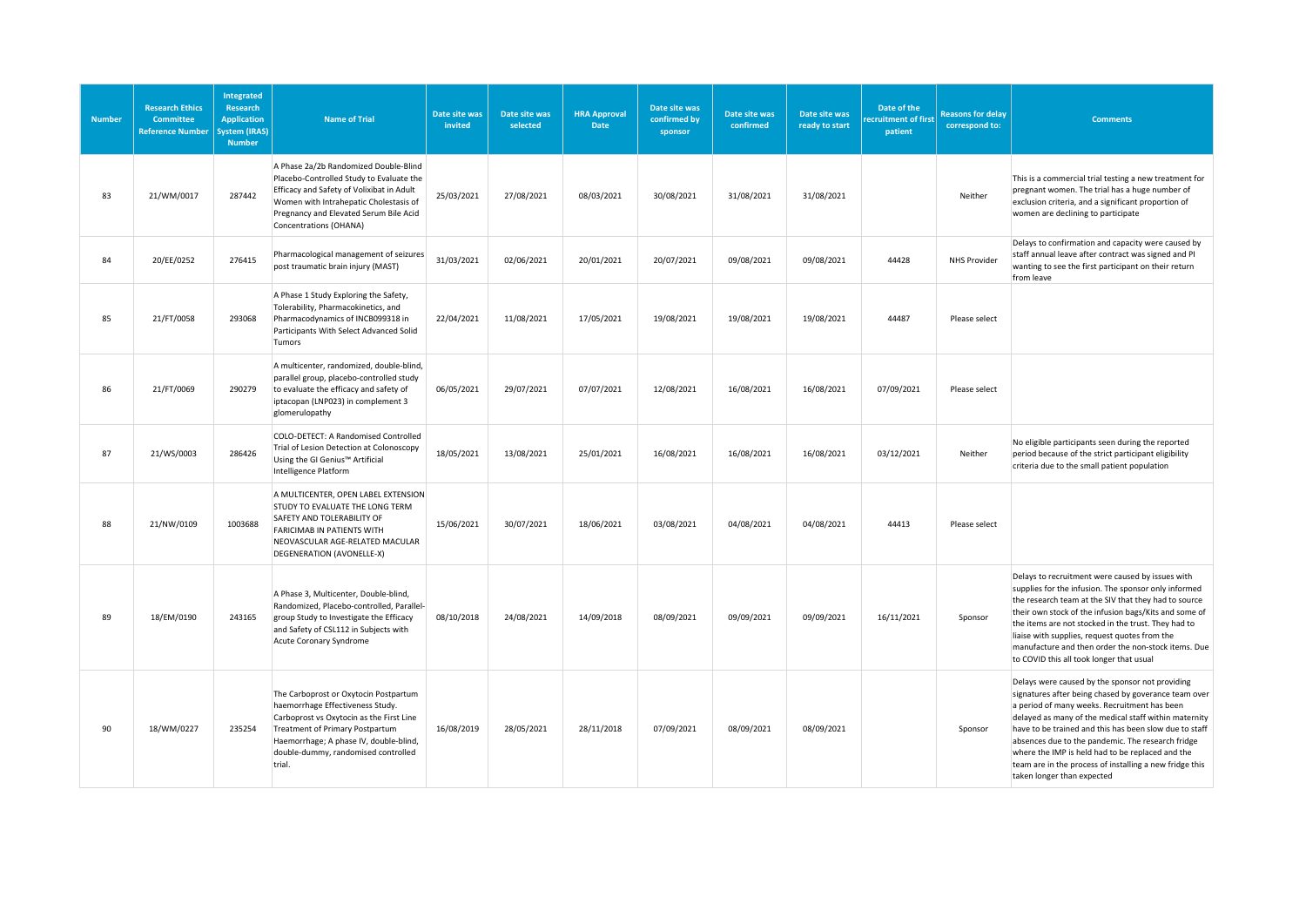| Number | Research Ethics Committee Reference Number | Integrated Research Application System (IRAS) Number | Name of Trial | Date site was invited | Date site was selected | HRA Approval Date | Date site was confirmed by sponsor | Date site was confirmed | Date site was ready to start | Date of the recruitment of first patient | Reasons for delay correspond to: | Comments |
|---|---|---|---|---|---|---|---|---|---|---|---|---|
| 83 | 21/WM/0017 | 287442 | A Phase 2a/2b Randomized Double-Blind Placebo-Controlled Study to Evaluate the Efficacy and Safety of Volixibat in Adult Women with Intrahepatic Cholestasis of Pregnancy and Elevated Serum Bile Acid Concentrations (OHANA) | 25/03/2021 | 27/08/2021 | 08/03/2021 | 30/08/2021 | 31/08/2021 | 31/08/2021 | | Neither | This is a commercial trial testing a new treatment for pregnant women. The trial has a huge number of exclusion criteria, and a significant proportion of women are declining to participate |
| 84 | 20/EE/0252 | 276415 | Pharmacological management of seizures post traumatic brain injury (MAST) | 31/03/2021 | 02/06/2021 | 20/01/2021 | 20/07/2021 | 09/08/2021 | 09/08/2021 | 44428 | NHS Provider | Delays to confirmation and capacity were caused by staff annual leave after contract was signed and PI wanting to see the first participant on their return from leave |
| 85 | 21/FT/0058 | 293068 | A Phase 1 Study Exploring the Safety, Tolerability, Pharmacokinetics, and Pharmacodynamics of INCB099318 in Participants With Select Advanced Solid Tumors | 22/04/2021 | 11/08/2021 | 17/05/2021 | 19/08/2021 | 19/08/2021 | 19/08/2021 | 44487 | Please select | |
| 86 | 21/FT/0069 | 290279 | A multicenter, randomized, double-blind, parallel group, placebo-controlled study to evaluate the efficacy and safety of iptacopan (LNP023) in complement 3 glomerulopathy | 06/05/2021 | 29/07/2021 | 07/07/2021 | 12/08/2021 | 16/08/2021 | 16/08/2021 | 07/09/2021 | Please select | |
| 87 | 21/WS/0003 | 286426 | COLO-DETECT: A Randomised Controlled Trial of Lesion Detection at Colonoscopy Using the GI Genius™ Artificial Intelligence Platform | 18/05/2021 | 13/08/2021 | 25/01/2021 | 16/08/2021 | 16/08/2021 | 16/08/2021 | 03/12/2021 | Neither | No eligible participants seen during the reported period because of the strict participant eligibility criteria due to the small patient population |
| 88 | 21/NW/0109 | 1003688 | A MULTICENTER, OPEN LABEL EXTENSION STUDY TO EVALUATE THE LONG TERM SAFETY AND TOLERABILITY OF FARICIMAB IN PATIENTS WITH NEOVASCULAR AGE-RELATED MACULAR DEGENERATION (AVONELLE-X) | 15/06/2021 | 30/07/2021 | 18/06/2021 | 03/08/2021 | 04/08/2021 | 04/08/2021 | 44413 | Please select | |
| 89 | 18/EM/0190 | 243165 | A Phase 3, Multicenter, Double-blind, Randomized, Placebo-controlled, Parallel-group Study to Investigate the Efficacy and Safety of CSL112 in Subjects with Acute Coronary Syndrome | 08/10/2018 | 24/08/2021 | 14/09/2018 | 08/09/2021 | 09/09/2021 | 09/09/2021 | 16/11/2021 | Sponsor | Delays to recruitment were caused by issues with supplies for the infusion. The sponsor only informed the research team at the SIV that they had to source their own stock of the infusion bags/Kits and some of the items are not stocked in the trust. They had to liaise with supplies, request quotes from the manufacture and then order the non-stock items. Due to COVID this all took longer that usual |
| 90 | 18/WM/0227 | 235254 | The Carboprost or Oxytocin Postpartum haemorrhage Effectiveness Study. Carboprost vs Oxytocin as the First Line Treatment of Primary Postpartum Haemorrhage; A phase IV, double-blind, double-dummy, randomised controlled trial. | 16/08/2019 | 28/05/2021 | 28/11/2018 | 07/09/2021 | 08/09/2021 | 08/09/2021 | | Sponsor | Delays were caused by the sponsor not providing signatures after being chased by goverance team over a period of many weeks. Recruitment has been delayed as many of the medical staff within maternity have to be trained and this has been slow due to staff absences due to the pandemic. The research fridge where the IMP is held had to be replaced and the team are in the process of installing a new fridge this taken longer than expected |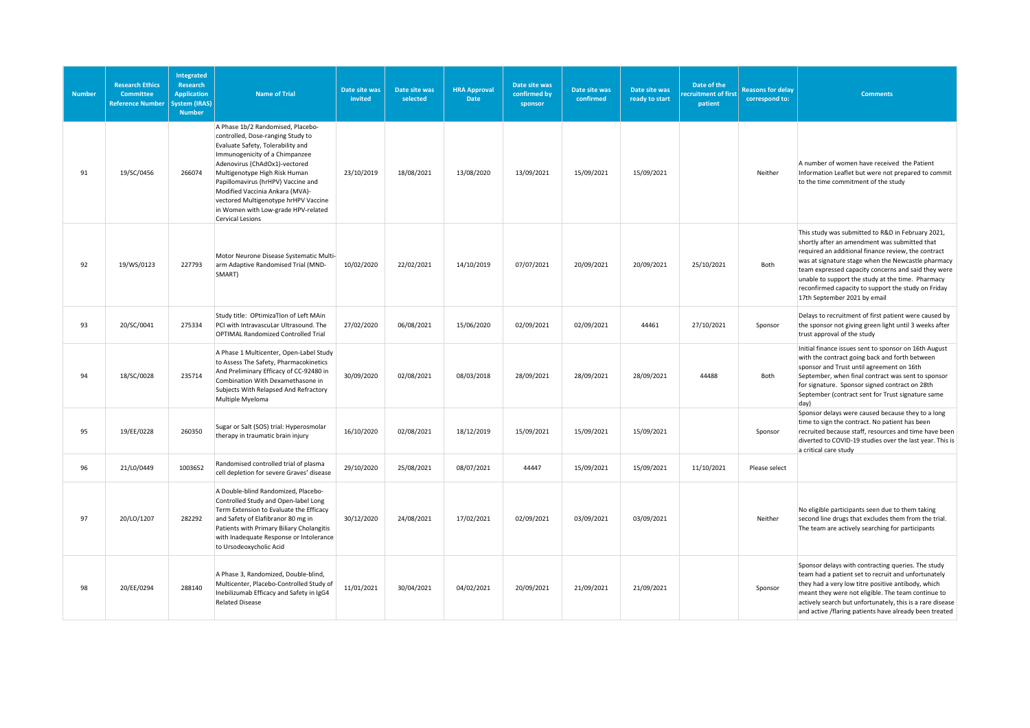| Number | Research Ethics Committee Reference Number | Integrated Research Application System (IRAS) Number | Name of Trial | Date site was invited | Date site was selected | HRA Approval Date | Date site was confirmed by sponsor | Date site was confirmed | Date site was ready to start | Date of the recruitment of first patient | Reasons for delay correspond to: | Comments |
|---|---|---|---|---|---|---|---|---|---|---|---|---|
| 91 | 19/SC/0456 | 266074 | A Phase 1b/2 Randomised, Placebo-controlled, Dose-ranging Study to Evaluate Safety, Tolerability and Immunogenicity of a Chimpanzee Adenovirus (ChAdOx1)-vectored Multigenotype High Risk Human Papillomavirus (hrHPV) Vaccine and Modified Vaccinia Ankara (MVA)-vectored Multigenotype hrHPV Vaccine in Women with Low-grade HPV-related Cervical Lesions | 23/10/2019 | 18/08/2021 | 13/08/2020 | 13/09/2021 | 15/09/2021 | 15/09/2021 | | Neither | A number of women have received the Patient Information Leaflet but were not prepared to commit to the time commitment of the study |
| 92 | 19/WS/0123 | 227793 | Motor Neurone Disease Systematic Multi-arm Adaptive Randomised Trial (MND-SMART) | 10/02/2020 | 22/02/2021 | 14/10/2019 | 07/07/2021 | 20/09/2021 | 20/09/2021 | 25/10/2021 | Both | This study was submitted to R&D in February 2021, shortly after an amendment was submitted that required an additional finance review, the contract was at signature stage when the Newcastle pharmacy team expressed capacity concerns and said they were unable to support the study at the time. Pharmacy reconfirmed capacity to support the study on Friday 17th September 2021 by email |
| 93 | 20/SC/0041 | 275334 | Study title: OPtimizaTIon of Left MAin PCI with IntravascuLar Ultrasound. The OPTIMAL Randomized Controlled Trial | 27/02/2020 | 06/08/2021 | 15/06/2020 | 02/09/2021 | 02/09/2021 | 44461 | 27/10/2021 | Sponsor | Delays to recruitment of first patient were caused by the sponsor not giving green light until 3 weeks after trust approval of the study |
| 94 | 18/SC/0028 | 235714 | A Phase 1 Multicenter, Open-Label Study to Assess The Safety, Pharmacokinetics And Preliminary Efficacy of CC-92480 in Combination With Dexamethasone in Subjects With Relapsed And Refractory Multiple Myeloma | 30/09/2020 | 02/08/2021 | 08/03/2018 | 28/09/2021 | 28/09/2021 | 28/09/2021 | 44488 | Both | Initial finance issues sent to sponsor on 16th August with the contract going back and forth between sponsor and Trust until agreement on 16th September, when final contract was sent to sponsor for signature. Sponsor signed contract on 28th September (contract sent for Trust signature same day) |
| 95 | 19/EE/0228 | 260350 | Sugar or Salt (SOS) trial: Hyperosmolar therapy in traumatic brain injury | 16/10/2020 | 02/08/2021 | 18/12/2019 | 15/09/2021 | 15/09/2021 | 15/09/2021 | | Sponsor | Sponsor delays were caused because they to a long time to sign the contract. No patient has been recruited because staff, resources and time have been diverted to COVID-19 studies over the last year. This is a critical care study |
| 96 | 21/L0/0449 | 1003652 | Randomised controlled trial of plasma cell depletion for severe Graves' disease | 29/10/2020 | 25/08/2021 | 08/07/2021 | 44447 | 15/09/2021 | 15/09/2021 | 11/10/2021 | Please select | |
| 97 | 20/LO/1207 | 282292 | A Double-blind Randomized, Placebo-Controlled Study and Open-label Long Term Extension to Evaluate the Efficacy and Safety of Elafibranor 80 mg in Patients with Primary Biliary Cholangitis with Inadequate Response or Intolerance to Ursodeoxycholic Acid | 30/12/2020 | 24/08/2021 | 17/02/2021 | 02/09/2021 | 03/09/2021 | 03/09/2021 | | Neither | No eligible participants seen due to them taking second line drugs that excludes them from the trial. The team are actively searching for participants |
| 98 | 20/EE/0294 | 288140 | A Phase 3, Randomized, Double-blind, Multicenter, Placebo-Controlled Study of Inebilizumab Efficacy and Safety in IgG4 Related Disease | 11/01/2021 | 30/04/2021 | 04/02/2021 | 20/09/2021 | 21/09/2021 | 21/09/2021 | | Sponsor | Sponsor delays with contracting queries. The study team had a patient set to recruit and unfortunately they had a very low titre positive antibody, which meant they were not eligible. The team continue to actively search but unfortunately, this is a rare disease and active /flaring patients have already been treated |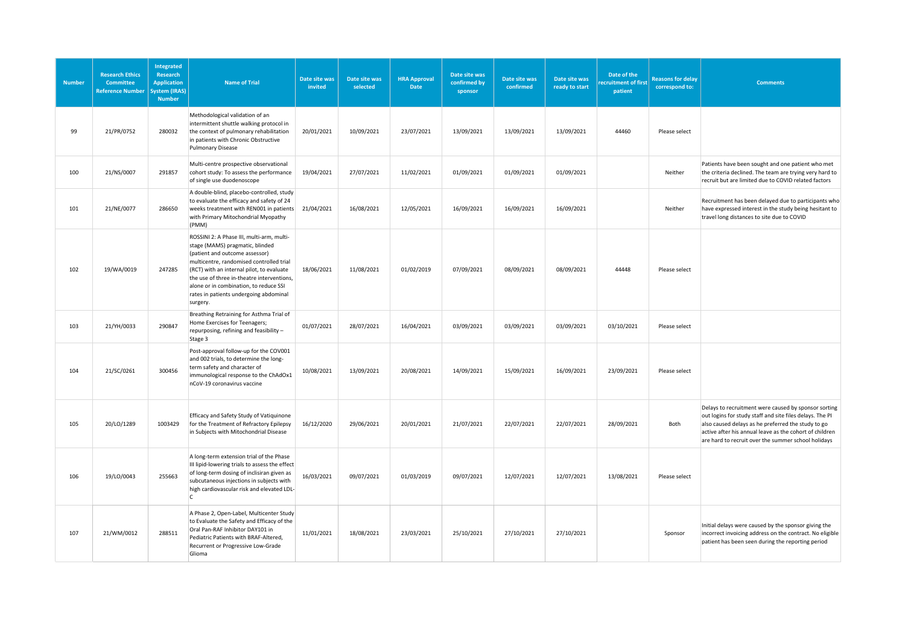| Number | Research Ethics Committee Reference Number | Integrated Research Application System (IRAS) Number | Name of Trial | Date site was invited | Date site was selected | HRA Approval Date | Date site was confirmed by sponsor | Date site was confirmed | Date site was ready to start | Date of the recruitment of first patient | Reasons for delay correspond to: | Comments |
|---|---|---|---|---|---|---|---|---|---|---|---|---|
| 99 | 21/PR/0752 | 280032 | Methodological validation of an intermittent shuttle walking protocol in the context of pulmonary rehabilitation in patients with Chronic Obstructive Pulmonary Disease | 20/01/2021 | 10/09/2021 | 23/07/2021 | 13/09/2021 | 13/09/2021 | 13/09/2021 | 44460 | Please select | |
| 100 | 21/NS/0007 | 291857 | Multi-centre prospective observational cohort study: To assess the performance of single use duodenoscope | 19/04/2021 | 27/07/2021 | 11/02/2021 | 01/09/2021 | 01/09/2021 | 01/09/2021 | | Neither | Patients have been sought and one patient who met the criteria declined. The team are trying very hard to recruit but are limited due to COVID related factors |
| 101 | 21/NE/0077 | 286650 | A double-blind, placebo-controlled, study to evaluate the efficacy and safety of 24 weeks treatment with REN001 in patients with Primary Mitochondrial Myopathy (PMM) | 21/04/2021 | 16/08/2021 | 12/05/2021 | 16/09/2021 | 16/09/2021 | 16/09/2021 | | Neither | Recruitment has been delayed due to participants who have expressed interest in the study being hesitant to travel long distances to site due to COVID |
| 102 | 19/WA/0019 | 247285 | ROSSINI 2: A Phase III, multi-arm, multi-stage (MAMS) pragmatic, blinded (patient and outcome assessor) multicentre, randomised controlled trial (RCT) with an internal pilot, to evaluate the use of three in-theatre interventions, alone or in combination, to reduce SSI rates in patients undergoing abdominal surgery. | 18/06/2021 | 11/08/2021 | 01/02/2019 | 07/09/2021 | 08/09/2021 | 08/09/2021 | 44448 | Please select | |
| 103 | 21/YH/0033 | 290847 | Breathing Retraining for Asthma Trial of Home Exercises for Teenagers; repurposing, refining and feasibility – Stage 3 | 01/07/2021 | 28/07/2021 | 16/04/2021 | 03/09/2021 | 03/09/2021 | 03/09/2021 | 03/10/2021 | Please select | |
| 104 | 21/SC/0261 | 300456 | Post-approval follow-up for the COV001 and 002 trials, to determine the long-term safety and character of immunological response to the ChAdOx1 nCoV-19 coronavirus vaccine | 10/08/2021 | 13/09/2021 | 20/08/2021 | 14/09/2021 | 15/09/2021 | 16/09/2021 | 23/09/2021 | Please select | |
| 105 | 20/LO/1289 | 1003429 | Efficacy and Safety Study of Vatiquinone for the Treatment of Refractory Epilepsy in Subjects with Mitochondrial Disease | 16/12/2020 | 29/06/2021 | 20/01/2021 | 21/07/2021 | 22/07/2021 | 22/07/2021 | 28/09/2021 | Both | Delays to recruitment were caused by sponsor sorting out logins for study staff and site files delays. The PI also caused delays as he preferred the study to go active after his annual leave as the cohort of children are hard to recruit over the summer school holidays |
| 106 | 19/LO/0043 | 255663 | A long-term extension trial of the Phase III lipid-lowering trials to assess the effect of long-term dosing of inclisiran given as subcutaneous injections in subjects with high cardiovascular risk and elevated LDL-C | 16/03/2021 | 09/07/2021 | 01/03/2019 | 09/07/2021 | 12/07/2021 | 12/07/2021 | 13/08/2021 | Please select | |
| 107 | 21/WM/0012 | 288511 | A Phase 2, Open-Label, Multicenter Study to Evaluate the Safety and Efficacy of the Oral Pan-RAF Inhibitor DAY101 in Pediatric Patients with BRAF-Altered, Recurrent or Progressive Low-Grade Glioma | 11/01/2021 | 18/08/2021 | 23/03/2021 | 25/10/2021 | 27/10/2021 | 27/10/2021 | | Sponsor | Initial delays were caused by the sponsor giving the incorrect invoicing address on the contract. No eligible patient has been seen during the reporting period |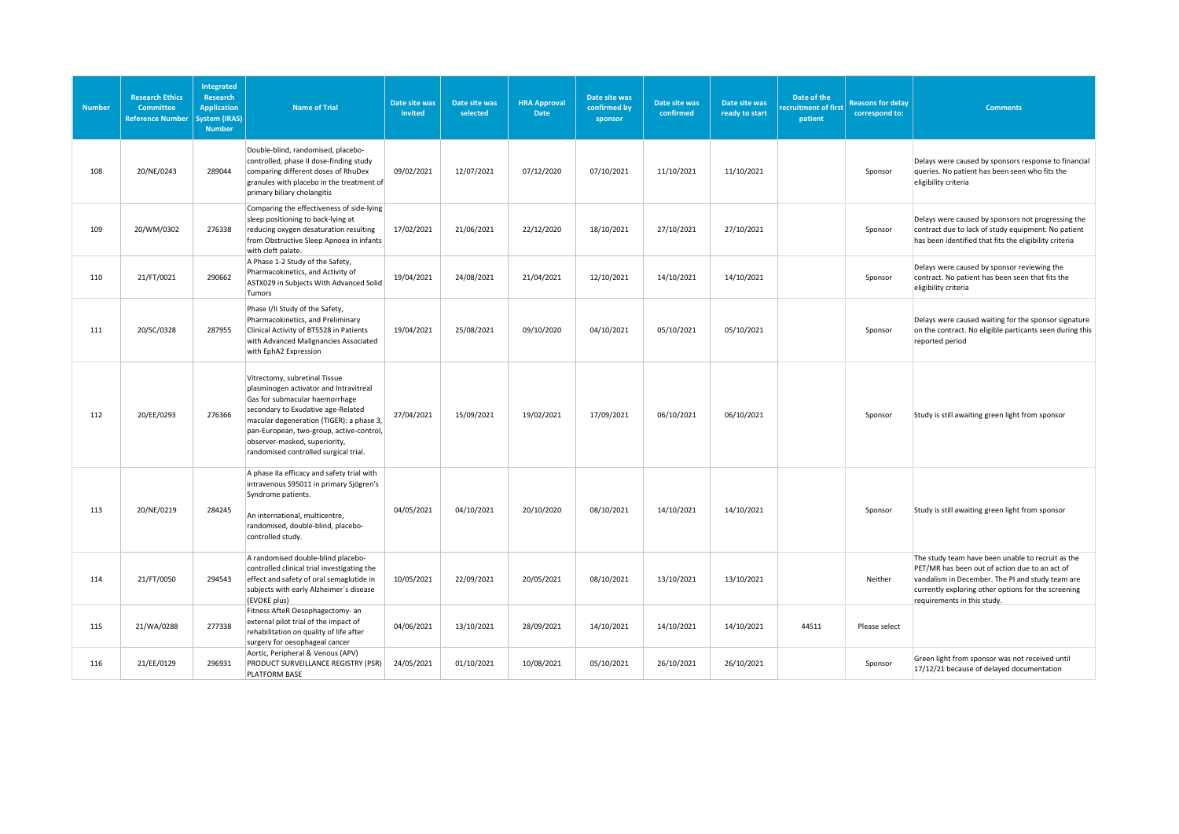| Number | Research Ethics Committee Reference Number | Integrated Research Application System (IRAS) Number | Name of Trial | Date site was invited | Date site was selected | HRA Approval Date | Date site was confirmed by sponsor | Date site was confirmed | Date site was ready to start | Date of the recruitment of first patient | Reasons for delay correspond to: | Comments |
|---|---|---|---|---|---|---|---|---|---|---|---|---|
| 108 | 20/NE/0243 | 289044 | Double-blind, randomised, placebo-controlled, phase II dose-finding study comparing different doses of RhuDex granules with placebo in the treatment of primary biliary cholangitis | 09/02/2021 | 12/07/2021 | 07/12/2020 | 07/10/2021 | 11/10/2021 | 11/10/2021 | | Sponsor | Delays were caused by sponsors response to financial queries. No patient has been seen who fits the eligibility criteria |
| 109 | 20/WM/0302 | 276338 | Comparing the effectiveness of side-lying sleep positioning to back-lying at reducing oxygen desaturation resulting from Obstructive Sleep Apnoea in infants with cleft palate. | 17/02/2021 | 21/06/2021 | 22/12/2020 | 18/10/2021 | 27/10/2021 | 27/10/2021 | | Sponsor | Delays were caused by sponsors not progressing the contract due to lack of study equipment. No patient has been identified that fits the eligibility criteria |
| 110 | 21/FT/0021 | 290662 | A Phase 1-2 Study of the Safety, Pharmacokinetics, and Activity of ASTX029 in Subjects With Advanced Solid Tumors | 19/04/2021 | 24/08/2021 | 21/04/2021 | 12/10/2021 | 14/10/2021 | 14/10/2021 | | Sponsor | Delays were caused by sponsor reviewing the contract. No patient has been seen that fits the eligibility criteria |
| 111 | 20/SC/0328 | 287955 | Phase I/II Study of the Safety, Pharmacokinetics, and Preliminary Clinical Activity of BT5528 in Patients with Advanced Malignancies Associated with EphA2 Expression | 19/04/2021 | 25/08/2021 | 09/10/2020 | 04/10/2021 | 05/10/2021 | 05/10/2021 | | Sponsor | Delays were caused waiting for the sponsor signature on the contract. No eligible particants seen during this reported period |
| 112 | 20/EE/0293 | 276366 | Vitrectomy, subretinal Tissue plasminogen activator and Intravitreal Gas for submacular haemorrhage secondary to Exudative age-Related macular degeneration (TIGER): a phase 3, pan-European, two-group, active-control, observer-masked, superiority, randomised controlled surgical trial. | 27/04/2021 | 15/09/2021 | 19/02/2021 | 17/09/2021 | 06/10/2021 | 06/10/2021 | | Sponsor | Study is still awaiting green light from sponsor |
| 113 | 20/NE/0219 | 284245 | A phase IIa efficacy and safety trial with intravenous S95011 in primary Sjögren's Syndrome patients.<br><br>An international, multicentre, randomised, double-blind, placebo-controlled study. | 04/05/2021 | 04/10/2021 | 20/10/2020 | 08/10/2021 | 14/10/2021 | 14/10/2021 | | Sponsor | Study is still awaiting green light from sponsor |
| 114 | 21/FT/0050 | 294543 | A randomised double-blind placebo-controlled clinical trial investigating the effect and safety of oral semaglutide in subjects with early Alzheimer's disease (EVOKE plus) | 10/05/2021 | 22/09/2021 | 20/05/2021 | 08/10/2021 | 13/10/2021 | 13/10/2021 | | Neither | The study team have been unable to recruit as the PET/MR has been out of action due to an act of vandalism in December. The PI and study team are currently exploring other options for the screening requirements in this study. |
| 115 | 21/WA/0288 | 277338 | Fitness AfteR Oesophagectomy- an external pilot trial of the impact of rehabilitation on quality of life after surgery for oesophageal cancer | 04/06/2021 | 13/10/2021 | 28/09/2021 | 14/10/2021 | 14/10/2021 | 14/10/2021 | 44511 | Please select | |
| 116 | 21/EE/0129 | 296931 | Aortic, Peripheral & Venous (APV) PRODUCT SURVEILLANCE REGISTRY (PSR) PLATFORM BASE | 24/05/2021 | 01/10/2021 | 10/08/2021 | 05/10/2021 | 26/10/2021 | 26/10/2021 | | Sponsor | Green light from sponsor was not received until 17/12/21 because of delayed documentation |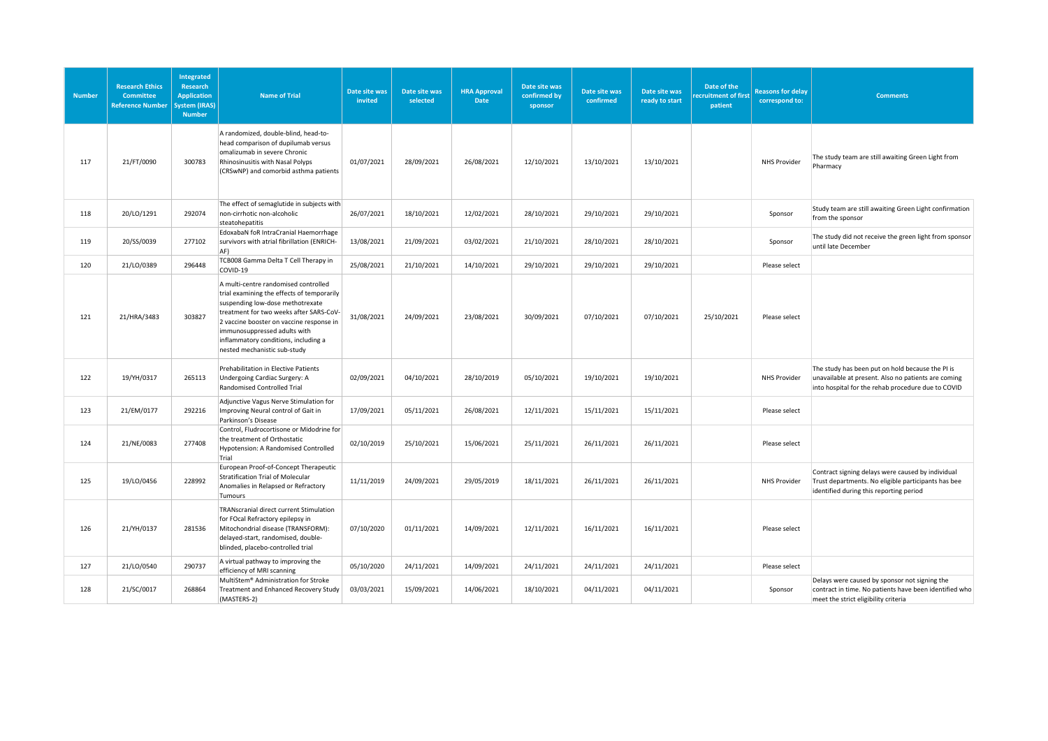| Number | Research Ethics Committee Reference Number | Integrated Research Application System (IRAS) Number | Name of Trial | Date site was invited | Date site was selected | HRA Approval Date | Date site was confirmed by sponsor | Date site was confirmed | Date site was ready to start | Date of the recruitment of first patient | Reasons for delay correspond to: | Comments |
|---|---|---|---|---|---|---|---|---|---|---|---|---|
| 117 | 21/FT/0090 | 300783 | A randomized, double-blind, head-to-head comparison of dupilumab versus omalizumab in severe Chronic Rhinosinusitis with Nasal Polyps (CRSwNP) and comorbid asthma patients | 01/07/2021 | 28/09/2021 | 26/08/2021 | 12/10/2021 | 13/10/2021 | 13/10/2021 | | NHS Provider | The study team are still awaiting Green Light from Pharmacy |
| 118 | 20/LO/1291 | 292074 | The effect of semaglutide in subjects with non-cirrhotic non-alcoholic steatohepatitis | 26/07/2021 | 18/10/2021 | 12/02/2021 | 28/10/2021 | 29/10/2021 | 29/10/2021 | | Sponsor | Study team are still awaiting Green Light confirmation from the sponsor |
| 119 | 20/SS/0039 | 277102 | EdoxabaN foR IntraCranial Haemorrhage survivors with atrial fibrillation (ENRICH-AF) | 13/08/2021 | 21/09/2021 | 03/02/2021 | 21/10/2021 | 28/10/2021 | 28/10/2021 | | Sponsor | The study did not receive the green light from sponsor until late December |
| 120 | 21/LO/0389 | 296448 | TCB008 Gamma Delta T Cell Therapy in COVID-19 | 25/08/2021 | 21/10/2021 | 14/10/2021 | 29/10/2021 | 29/10/2021 | 29/10/2021 | | Please select | |
| 121 | 21/HRA/3483 | 303827 | A multi-centre randomised controlled trial examining the effects of temporarily suspending low-dose methotrexate treatment for two weeks after SARS-CoV-2 vaccine booster on vaccine response in immunosuppressed adults with inflammatory conditions, including a nested mechanistic sub-study | 31/08/2021 | 24/09/2021 | 23/08/2021 | 30/09/2021 | 07/10/2021 | 07/10/2021 | 25/10/2021 | Please select | |
| 122 | 19/YH/0317 | 265113 | Prehabilitation in Elective Patients Undergoing Cardiac Surgery: A Randomised Controlled Trial | 02/09/2021 | 04/10/2021 | 28/10/2019 | 05/10/2021 | 19/10/2021 | 19/10/2021 | | NHS Provider | The study has been put on hold because the PI is unavailable at present. Also no patients are coming into hospital for the rehab procedure due to COVID |
| 123 | 21/EM/0177 | 292216 | Adjunctive Vagus Nerve Stimulation for Improving Neural control of Gait in Parkinson's Disease | 17/09/2021 | 05/11/2021 | 26/08/2021 | 12/11/2021 | 15/11/2021 | 15/11/2021 | | Please select | |
| 124 | 21/NE/0083 | 277408 | Control, Fludrocortisone or Midodrine for the treatment of Orthostatic Hypotension: A Randomised Controlled Trial | 02/10/2019 | 25/10/2021 | 15/06/2021 | 25/11/2021 | 26/11/2021 | 26/11/2021 | | Please select | |
| 125 | 19/LO/0456 | 228992 | European Proof-of-Concept Therapeutic Stratification Trial of Molecular Anomalies in Relapsed or Refractory Tumours | 11/11/2019 | 24/09/2021 | 29/05/2019 | 18/11/2021 | 26/11/2021 | 26/11/2021 | | NHS Provider | Contract signing delays were caused by individual Trust departments. No eligible participants has bee identified during this reporting period |
| 126 | 21/YH/0137 | 281536 | TRANscranial direct current Stimulation for FOcal Refractory epilepsy in Mitochondrial disease (TRANSFORM): delayed-start, randomised, double-blinded, placebo-controlled trial | 07/10/2020 | 01/11/2021 | 14/09/2021 | 12/11/2021 | 16/11/2021 | 16/11/2021 | | Please select | |
| 127 | 21/LO/0540 | 290737 | A virtual pathway to improving the efficiency of MRI scanning | 05/10/2020 | 24/11/2021 | 14/09/2021 | 24/11/2021 | 24/11/2021 | 24/11/2021 | | Please select | |
| 128 | 21/SC/0017 | 268864 | MultiStem® Administration for Stroke Treatment and Enhanced Recovery Study (MASTERS-2) | 03/03/2021 | 15/09/2021 | 14/06/2021 | 18/10/2021 | 04/11/2021 | 04/11/2021 | | Sponsor | Delays were caused by sponsor not signing the contract in time. No patients have been identified who meet the strict eligibility criteria |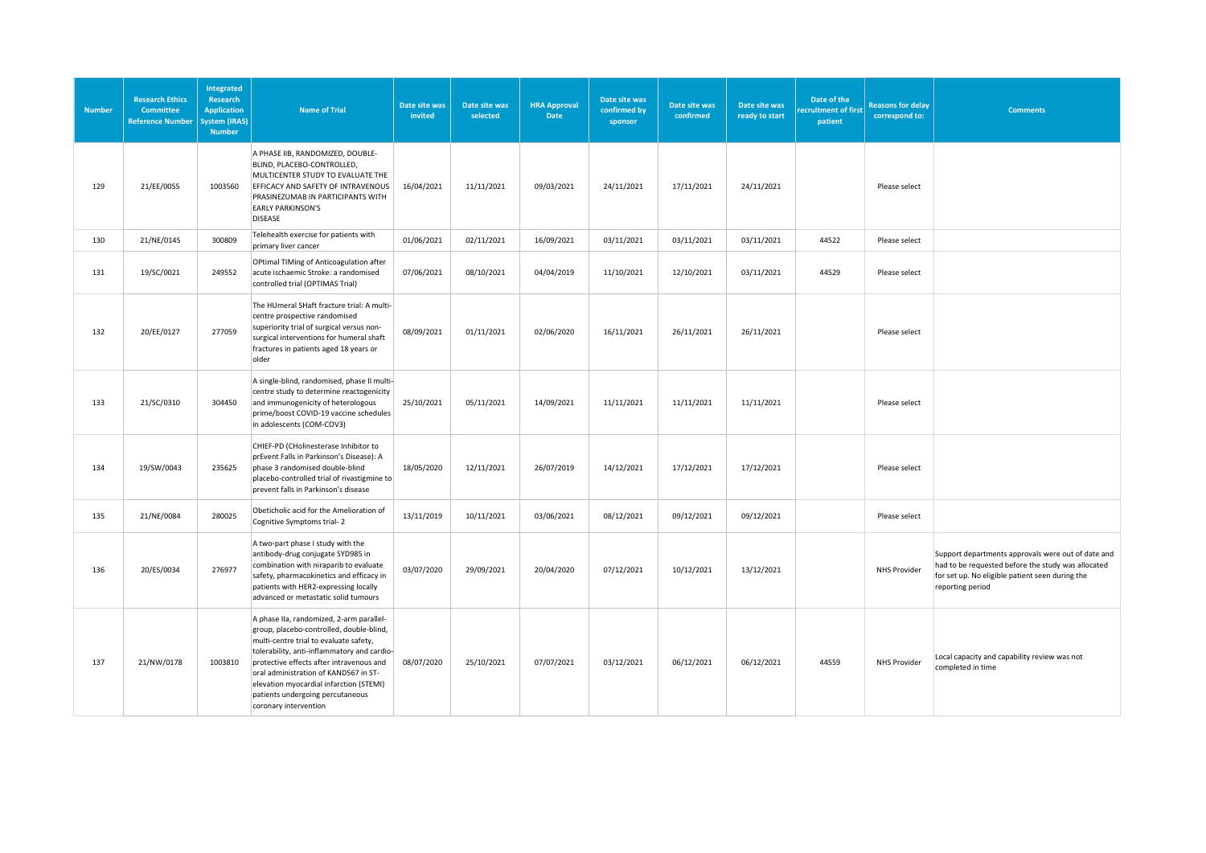| Number | Research Ethics Committee Reference Number | Integrated Research Application System (IRAS) Number | Name of Trial | Date site was invited | Date site was selected | HRA Approval Date | Date site was confirmed by sponsor | Date site was confirmed | Date site was ready to start | Date of the recruitment of first patient | Reasons for delay correspond to: | Comments |
|---|---|---|---|---|---|---|---|---|---|---|---|---|
| 129 | 21/EE/0055 | 1003560 | A PHASE IIB, RANDOMIZED, DOUBLE-BLIND, PLACEBO-CONTROLLED, MULTICENTER STUDY TO EVALUATE THE EFFICACY AND SAFETY OF INTRAVENOUS PRASINEZUMAB IN PARTICIPANTS WITH EARLY PARKINSON'S DISEASE | 16/04/2021 | 11/11/2021 | 09/03/2021 | 24/11/2021 | 17/11/2021 | 24/11/2021 | | Please select | |
| 130 | 21/NE/0145 | 300809 | Telehealth exercise for patients with primary liver cancer | 01/06/2021 | 02/11/2021 | 16/09/2021 | 03/11/2021 | 03/11/2021 | 03/11/2021 | 44522 | Please select | |
| 131 | 19/SC/0021 | 249552 | OPtimal TIMing of Anticoagulation after acute ischaemic Stroke: a randomised controlled trial (OPTIMAS Trial) | 07/06/2021 | 08/10/2021 | 04/04/2019 | 11/10/2021 | 12/10/2021 | 03/11/2021 | 44529 | Please select | |
| 132 | 20/EE/0127 | 277059 | The HUmeral SHaft fracture trial: A multi-centre prospective randomised superiority trial of surgical versus non-surgical interventions for humeral shaft fractures in patients aged 18 years or older | 08/09/2021 | 01/11/2021 | 02/06/2020 | 16/11/2021 | 26/11/2021 | 26/11/2021 | | Please select | |
| 133 | 21/SC/0310 | 304450 | A single-blind, randomised, phase II multi-centre study to determine reactogenicity and immunogenicity of heterologous prime/boost COVID-19 vaccine schedules in adolescents (COM-COV3) | 25/10/2021 | 05/11/2021 | 14/09/2021 | 11/11/2021 | 11/11/2021 | 11/11/2021 | | Please select | |
| 134 | 19/SW/0043 | 235625 | CHIEF-PD (CHolinesterase Inhibitor to prEvent Falls in Parkinson's Disease): A phase 3 randomised double-blind placebo-controlled trial of rivastigmine to prevent falls in Parkinson's disease | 18/05/2020 | 12/11/2021 | 26/07/2019 | 14/12/2021 | 17/12/2021 | 17/12/2021 | | Please select | |
| 135 | 21/NE/0084 | 280025 | Obeticholic acid for the Amelioration of Cognitive Symptoms trial- 2 | 13/11/2019 | 10/11/2021 | 03/06/2021 | 08/12/2021 | 09/12/2021 | 09/12/2021 | | Please select | |
| 136 | 20/ES/0034 | 276977 | A two-part phase I study with the antibody-drug conjugate SYD985 in combination with niraparib to evaluate safety, pharmacokinetics and efficacy in patients with HER2-expressing locally advanced or metastatic solid tumours | 03/07/2020 | 29/09/2021 | 20/04/2020 | 07/12/2021 | 10/12/2021 | 13/12/2021 | | NHS Provider | Support departments approvals were out of date and had to be requested before the study was allocated for set up. No eligible patient seen during the reporting period |
| 137 | 21/NW/0178 | 1003810 | A phase IIa, randomized, 2-arm parallel-group, placebo-controlled, double-blind, multi-centre trial to evaluate safety, tolerability, anti-inflammatory and cardio-protective effects after intravenous and oral administration of KAND567 in ST-elevation myocardial infarction (STEMI) patients undergoing percutaneous coronary intervention | 08/07/2020 | 25/10/2021 | 07/07/2021 | 03/12/2021 | 06/12/2021 | 06/12/2021 | 44559 | NHS Provider | Local capacity and capability review was not completed in time |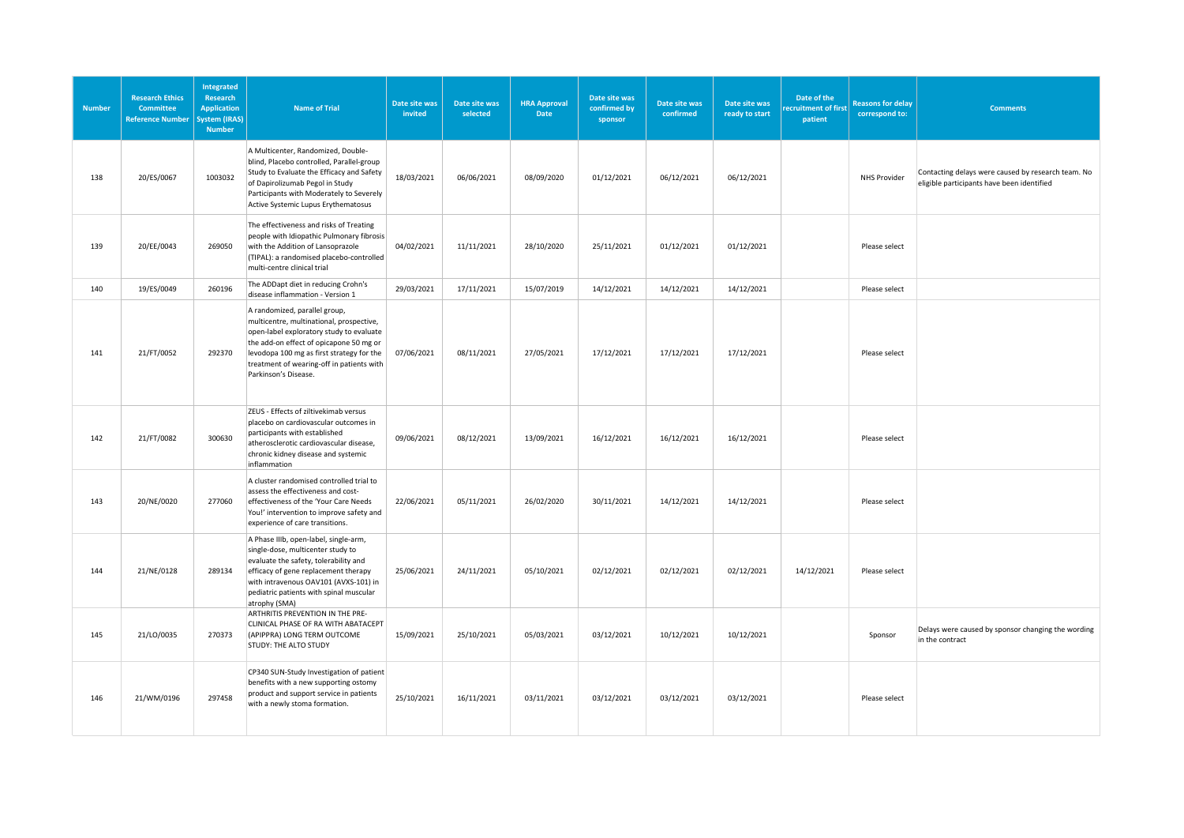| Number | Research Ethics Committee Reference Number | Integrated Research Application System (IRAS) Number | Name of Trial | Date site was invited | Date site was selected | HRA Approval Date | Date site was confirmed by sponsor | Date site was confirmed | Date site was ready to start | Date of the recruitment of first patient | Reasons for delay correspond to: | Comments |
|---|---|---|---|---|---|---|---|---|---|---|---|---|
| 138 | 20/ES/0067 | 1003032 | A Multicenter, Randomized, Double-blind, Placebo controlled, Parallel-group Study to Evaluate the Efficacy and Safety of Dapirolizumab Pegol in Study Participants with Moderately to Severely Active Systemic Lupus Erythematosus | 18/03/2021 | 06/06/2021 | 08/09/2020 | 01/12/2021 | 06/12/2021 | 06/12/2021 | | NHS Provider | Contacting delays were caused by research team. No eligible participants have been identified |
| 139 | 20/EE/0043 | 269050 | The effectiveness and risks of Treating people with Idiopathic Pulmonary fibrosis with the Addition of Lansoprazole (TIPAL): a randomised placebo-controlled multi-centre clinical trial | 04/02/2021 | 11/11/2021 | 28/10/2020 | 25/11/2021 | 01/12/2021 | 01/12/2021 | | Please select | |
| 140 | 19/ES/0049 | 260196 | The ADDapt diet in reducing Crohn's disease inflammation - Version 1 | 29/03/2021 | 17/11/2021 | 15/07/2019 | 14/12/2021 | 14/12/2021 | 14/12/2021 | | Please select | |
| 141 | 21/FT/0052 | 292370 | A randomized, parallel group, multicentre, multinational, prospective, open-label exploratory study to evaluate the add-on effect of opicapone 50 mg or levodopa 100 mg as first strategy for the treatment of wearing-off in patients with Parkinson's Disease. | 07/06/2021 | 08/11/2021 | 27/05/2021 | 17/12/2021 | 17/12/2021 | 17/12/2021 | | Please select | |
| 142 | 21/FT/0082 | 300630 | ZEUS - Effects of ziltivekimab versus placebo on cardiovascular outcomes in participants with established atherosclerotic cardiovascular disease, chronic kidney disease and systemic inflammation | 09/06/2021 | 08/12/2021 | 13/09/2021 | 16/12/2021 | 16/12/2021 | 16/12/2021 | | Please select | |
| 143 | 20/NE/0020 | 277060 | A cluster randomised controlled trial to assess the effectiveness and cost-effectiveness of the 'Your Care Needs You!' intervention to improve safety and experience of care transitions. | 22/06/2021 | 05/11/2021 | 26/02/2020 | 30/11/2021 | 14/12/2021 | 14/12/2021 | | Please select | |
| 144 | 21/NE/0128 | 289134 | A Phase IIIb, open-label, single-arm, single-dose, multicenter study to evaluate the safety, tolerability and efficacy of gene replacement therapy with intravenous OAV101 (AVXS-101) in pediatric patients with spinal muscular atrophy (SMA) | 25/06/2021 | 24/11/2021 | 05/10/2021 | 02/12/2021 | 02/12/2021 | 02/12/2021 | 14/12/2021 | Please select | |
| 145 | 21/LO/0035 | 270373 | ARTHRITIS PREVENTION IN THE PRE-CLINICAL PHASE OF RA WITH ABATACEPT (APIPPRA) LONG TERM OUTCOME STUDY: THE ALTO STUDY | 15/09/2021 | 25/10/2021 | 05/03/2021 | 03/12/2021 | 10/12/2021 | 10/12/2021 | | Sponsor | Delays were caused by sponsor changing the wording in the contract |
| 146 | 21/WM/0196 | 297458 | CP340 SUN-Study Investigation of patient benefits with a new supporting ostomy product and support service in patients with a newly stoma formation. | 25/10/2021 | 16/11/2021 | 03/11/2021 | 03/12/2021 | 03/12/2021 | 03/12/2021 | | Please select | |